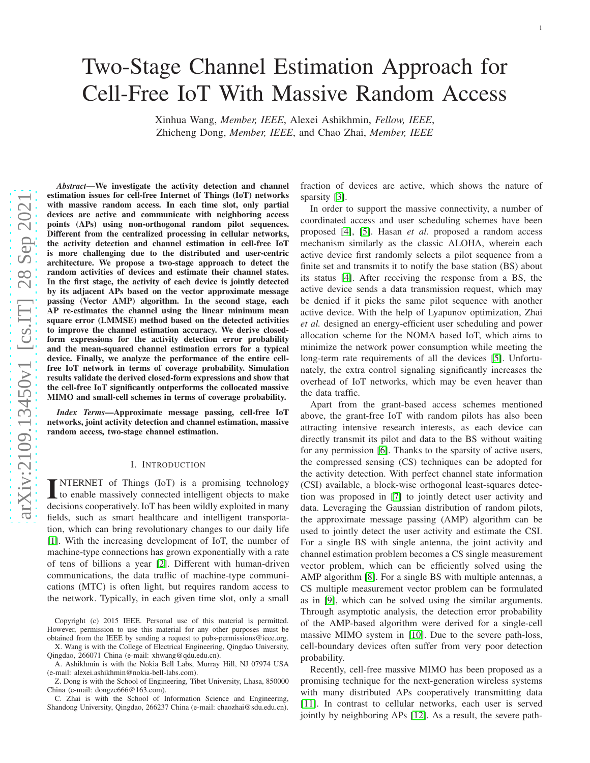# Two-Stage Channel Estimation Approach for Cell-Free IoT With Massive Random Access

Xinhua Wang, *Member, IEEE*, Alexei Ashikhmin, *Fellow, IEEE*, Zhicheng Dong, *Member, IEEE*, and Chao Zhai, *Member, IEEE*

***Abstract*—We investigate the activity detection and channel estimation issues for cell-free Internet of Things (IoT) networks with massive random access. In each time slot, only partial devices are active and communicate with neighboring access points (APs) using non-orthogonal random pilot sequences. Different from the centralized processing in cellular networks, the activity detection and channel estimation in cell-free IoT is more challenging due to the distributed and user-centric architecture. We propose a two-stage approach to detect the random activities of devices and estimate their channel states. In the first stage, the activity of each device is jointly detected by its adjacent APs based on the vector approximate message passing (Vector AMP) algorithm. In the second stage, each AP re-estimates the channel using the linear minimum mean square error (LMMSE) method based on the detected activities to improve the channel estimation accuracy. We derive closed-form expressions for the activity detection error probability and the mean-squared channel estimation errors for a typical device. Finally, we analyze the performance of the entire cell-free IoT network in terms of coverage probability. Simulation results validate the derived closed-form expressions and show that the cell-free IoT significantly outperforms the collocated massive MIMO and small-cell schemes in terms of coverage probability.**

***Index Terms*—Approximate message passing, cell-free IoT networks, joint activity detection and channel estimation, massive random access, two-stage channel estimation.**

## I. Introduction

INTERNET of Things (IoT) is a promising technology to enable massively connected intelligent objects to make decisions cooperatively. IoT has been wildly exploited in many fields, such as smart healthcare and intelligent transportation, which can bring revolutionary changes to our daily life [1]. With the increasing development of IoT, the number of machine-type connections has grown exponentially with a rate of tens of billions a year [2]. Different with human-driven communications, the data traffic of machine-type communications (MTC) is often light, but requires random access to the network. Typically, in each given time slot, only a small fraction of devices are active, which shows the nature of sparsity [3].

In order to support the massive connectivity, a number of coordinated access and user scheduling schemes have been proposed [4], [5]. Hasan *et al.* proposed a random access mechanism similarly as the classic ALOHA, wherein each active device first randomly selects a pilot sequence from a finite set and transmits it to notify the base station (BS) about its status [4]. After receiving the response from a BS, the active device sends a data transmission request, which may be denied if it picks the same pilot sequence with another active device. With the help of Lyapunov optimization, Zhai *et al.* designed an energy-efficient user scheduling and power allocation scheme for the NOMA based IoT, which aims to minimize the network power consumption while meeting the long-term rate requirements of all the devices [5]. Unfortunately, the extra control signaling significantly increases the overhead of IoT networks, which may be even heaver than the data traffic.

Apart from the grant-based access schemes mentioned above, the grant-free IoT with random pilots has also been attracting intensive research interests, as each device can directly transmit its pilot and data to the BS without waiting for any permission [6]. Thanks to the sparsity of active users, the compressed sensing (CS) techniques can be adopted for the activity detection. With perfect channel state information (CSI) available, a block-wise orthogonal least-squares detection was proposed in [7] to jointly detect user activity and data. Leveraging the Gaussian distribution of random pilots, the approximate message passing (AMP) algorithm can be used to jointly detect the user activity and estimate the CSI. For a single BS with single antenna, the joint activity and channel estimation problem becomes a CS single measurement vector problem, which can be efficiently solved using the AMP algorithm [8]. For a single BS with multiple antennas, a CS multiple measurement vector problem can be formulated as in [9], which can be solved using the similar arguments. Through asymptotic analysis, the detection error probability of the AMP-based algorithm were derived for a single-cell massive MIMO system in [10]. Due to the severe path-loss, cell-boundary devices often suffer from very poor detection probability.

Recently, cell-free massive MIMO has been proposed as a promising technique for the next-generation wireless systems with many distributed APs cooperatively transmitting data [11]. In contrast to cellular networks, each user is served jointly by neighboring APs [12]. As a result, the severe path-

Copyright (c) 2015 IEEE. Personal use of this material is permitted. However, permission to use this material for any other purposes must be obtained from the IEEE by sending a request to pubs-permissions@ieee.org.

X. Wang is with the College of Electrical Engineering, Qingdao University, Qingdao, 266071 China (e-mail: xhwang@qdu.edu.cn).

A. Ashikhmin is with the Nokia Bell Labs, Murray Hill, NJ 07974 USA (e-mail: alexei.ashikhmin@nokia-bell-labs.com).

Z. Dong is with the School of Engineering, Tibet University, Lhasa, 850000 China (e-mail: dongzc666@163.com).

C. Zhai is with the School of Information Science and Engineering, Shandong University, Qingdao, 266237 China (e-mail: chaozhai@sdu.edu.cn).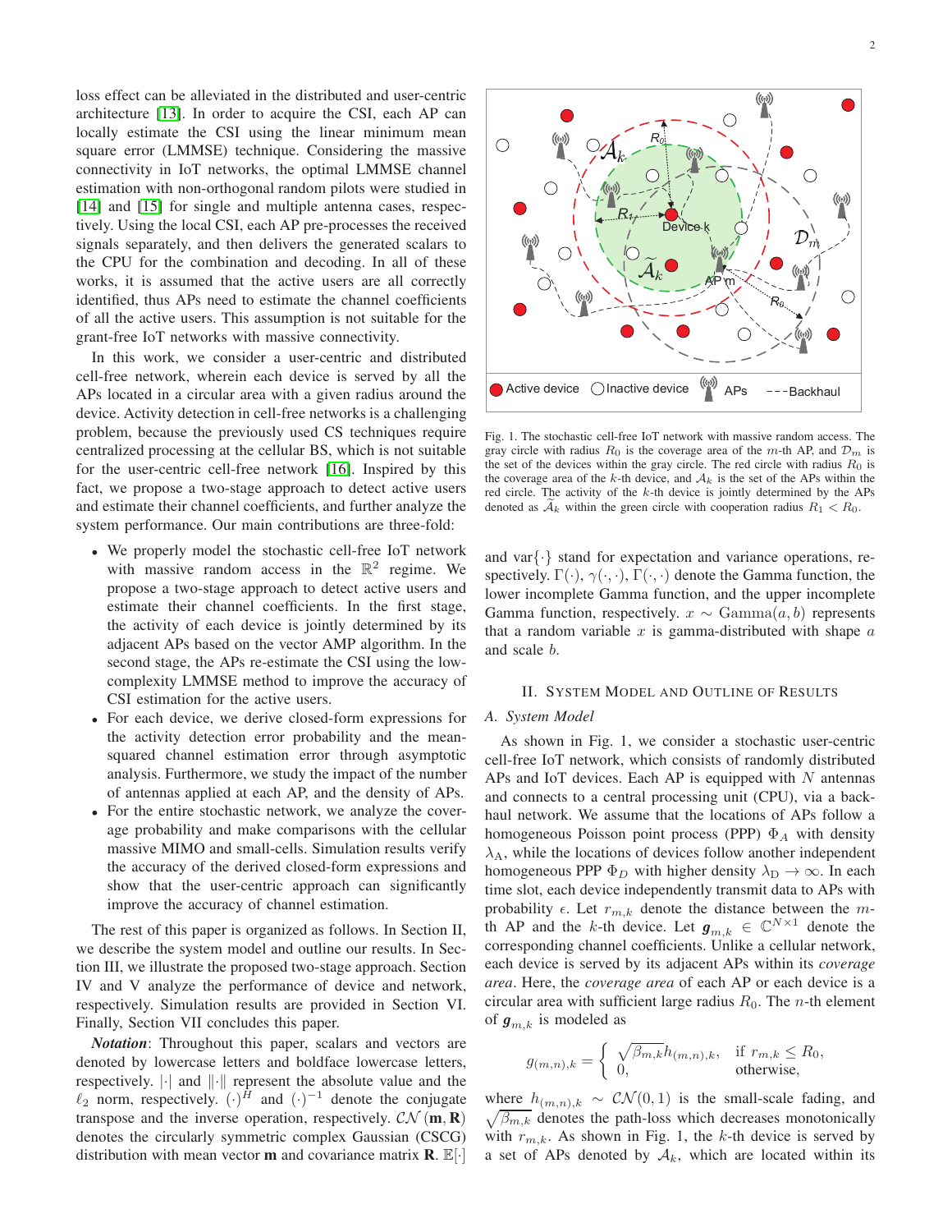loss effect can be alleviated in the distributed and user-centric architecture [13]. In order to acquire the CSI, each AP can locally estimate the CSI using the linear minimum mean square error (LMMSE) technique. Considering the massive connectivity in IoT networks, the optimal LMMSE channel estimation with non-orthogonal random pilots were studied in [14] and [15] for single and multiple antenna cases, respectively. Using the local CSI, each AP pre-processes the received signals separately, and then delivers the generated scalars to the CPU for the combination and decoding. In all of these works, it is assumed that the active users are all correctly identified, thus APs need to estimate the channel coefficients of all the active users. This assumption is not suitable for the grant-free IoT networks with massive connectivity.

In this work, we consider a user-centric and distributed cell-free network, wherein each device is served by all the APs located in a circular area with a given radius around the device. Activity detection in cell-free networks is a challenging problem, because the previously used CS techniques require centralized processing at the cellular BS, which is not suitable for the user-centric cell-free network [16]. Inspired by this fact, we propose a two-stage approach to detect active users and estimate their channel coefficients, and further analyze the system performance. Our main contributions are three-fold:

- We properly model the stochastic cell-free IoT network with massive random access in the $\mathbb{R}^2$ regime. We propose a two-stage approach to detect active users and estimate their channel coefficients. In the first stage, the activity of each device is jointly determined by its adjacent APs based on the vector AMP algorithm. In the second stage, the APs re-estimate the CSI using the low-complexity LMMSE method to improve the accuracy of CSI estimation for the active users.
- For each device, we derive closed-form expressions for the activity detection error probability and the mean-squared channel estimation error through asymptotic analysis. Furthermore, we study the impact of the number of antennas applied at each AP, and the density of APs.
- For the entire stochastic network, we analyze the coverage probability and make comparisons with the cellular massive MIMO and small-cells. Simulation results verify the accuracy of the derived closed-form expressions and show that the user-centric approach can significantly improve the accuracy of channel estimation.

The rest of this paper is organized as follows. In Section II, we describe the system model and outline our results. In Section III, we illustrate the proposed two-stage approach. Section IV and V analyze the performance of device and network, respectively. Simulation results are provided in Section VI. Finally, Section VII concludes this paper.

***Notation***: Throughout this paper, scalars and vectors are denoted by lowercase letters and boldface lowercase letters, respectively. $|\cdot|$ and $\|\cdot\|$ represent the absolute value and the $\ell_2$ norm, respectively. $(\cdot)^H$ and $(\cdot)^{-1}$ denote the conjugate transpose and the inverse operation, respectively. $\mathcal{CN}(\mathbf{m}, \mathbf{R})$ denotes the circularly symmetric complex Gaussian (CSCG) distribution with mean vector $\mathbf{m}$ and covariance matrix $\mathbf{R}$. $\mathbb{E}[\cdot]$ and var$\{\cdot\}$ stand for expectation and variance operations, respectively. $\Gamma(\cdot)$, $\gamma(\cdot,\cdot)$, $\Gamma(\cdot,\cdot)$ denote the Gamma function, the lower incomplete Gamma function, and the upper incomplete Gamma function, respectively. $x \sim \text{Gamma}(a, b)$ represents that a random variable $x$ is gamma-distributed with shape $a$ and scale $b$.

Fig. 1. The stochastic cell-free IoT network with massive random access. The gray circle with radius $R_0$ is the coverage area of the $m$-th AP, and $\mathcal{D}_m$ is the set of the devices within the gray circle. The red circle with radius $R_0$ is the coverage area of the $k$-th device, and $\mathcal{A}_k$ is the set of the APs within the red circle. The activity of the $k$-th device is jointly determined by the APs denoted as $\widetilde{\mathcal{A}}_k$ within the green circle with cooperation radius $R_1 < R_0$.

## II. System Model and Outline of Results

### A. System Model

As shown in Fig. 1, we consider a stochastic user-centric cell-free IoT network, which consists of randomly distributed APs and IoT devices. Each AP is equipped with $N$ antennas and connects to a central processing unit (CPU), via a backhaul network. We assume that the locations of APs follow a homogeneous Poisson point process (PPP) $\Phi_A$ with density $\lambda_{\text{A}}$, while the locations of devices follow another independent homogeneous PPP $\Phi_D$ with higher density $\lambda_{\text{D}} \to \infty$. In each time slot, each device independently transmit data to APs with probability $\epsilon$. Let $r_{m,k}$ denote the distance between the $m$-th AP and the $k$-th device. Let $\boldsymbol{g}_{m,k} \in \mathbb{C}^{N\times 1}$ denote the corresponding channel coefficients. Unlike a cellular network, each device is served by its adjacent APs within its *coverage area*. Here, the *coverage area* of each AP or each device is a circular area with sufficient large radius $R_0$. The $n$-th element of $\boldsymbol{g}_{m,k}$ is modeled as

$$g_{(m,n),k} = \begin{cases} \sqrt{\beta_{m,k}} h_{(m,n),k}, & \text{if } r_{m,k} \le R_0, \\ 0, & \text{otherwise,} \end{cases}$$

where $h_{(m,n),k} \sim \mathcal{CN}(0,1)$ is the small-scale fading, and $\sqrt{\beta_{m,k}}$ denotes the path-loss which decreases monotonically with $r_{m,k}$. As shown in Fig. 1, the $k$-th device is served by a set of APs denoted by $\mathcal{A}_k$, which are located within its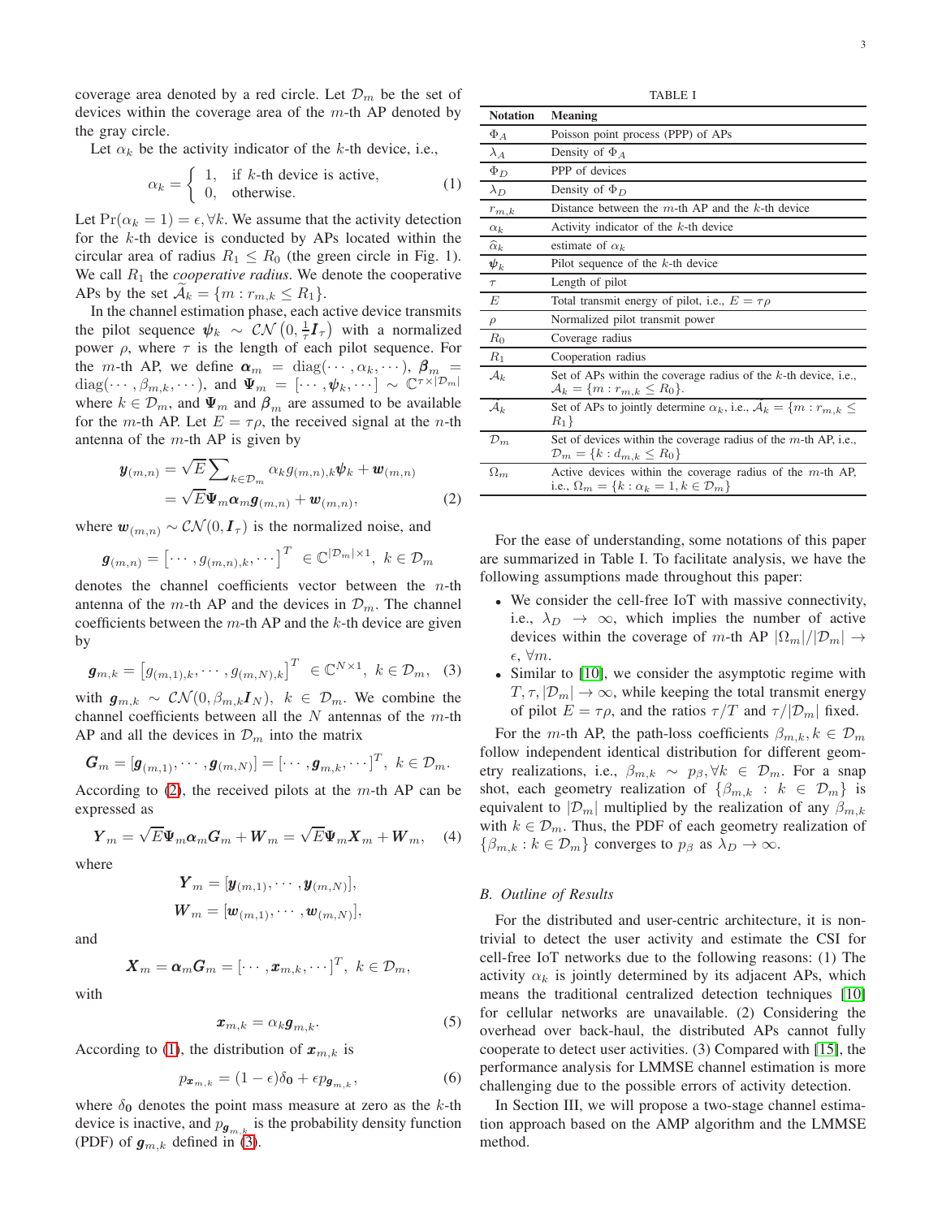coverage area denoted by a red circle. Let $\mathcal{D}_m$ be the set of devices within the coverage area of the $m$-th AP denoted by the gray circle.

Let $\alpha_k$ be the activity indicator of the $k$-th device, i.e.,

$$\alpha_k = \begin{cases} 1, & \text{if } k\text{-th device is active}, \\ 0, & \text{otherwise}. \end{cases} \tag{1}$$

Let $\Pr(\alpha_k = 1) = \epsilon, \forall k$. We assume that the activity detection for the $k$-th device is conducted by APs located within the circular area of radius $R_1 \le R_0$ (the green circle in Fig. 1). We call $R_1$ the *cooperative radius*. We denote the cooperative APs by the set $\widetilde{\mathcal{A}}_k = \{m : r_{m,k} \le R_1\}$.

In the channel estimation phase, each active device transmits the pilot sequence $\boldsymbol{\psi}_k \sim \mathcal{CN}\left(0, \frac{1}{\tau}\boldsymbol{I}_\tau\right)$ with a normalized power $\rho$, where $\tau$ is the length of each pilot sequence. For the $m$-th AP, we define $\boldsymbol{\alpha}_m = \mathrm{diag}(\cdots, \alpha_k, \cdots)$, $\boldsymbol{\beta}_m = \mathrm{diag}(\cdots, \beta_{m,k}, \cdots)$, and $\boldsymbol{\Psi}_m = [\cdots, \boldsymbol{\psi}_k, \cdots] \sim \mathbb{C}^{\tau \times |\mathcal{D}_m|}$ where $k \in \mathcal{D}_m$, and $\boldsymbol{\Psi}_m$ and $\boldsymbol{\beta}_m$ are assumed to be available for the $m$-th AP. Let $E = \tau\rho$, the received signal at the $n$-th antenna of the $m$-th AP is given by

$$\begin{aligned} \boldsymbol{y}_{(m,n)} &= \sqrt{E}\sum\nolimits_{k \in \mathcal{D}_m} \alpha_k g_{(m,n),k} \boldsymbol{\psi}_k + \boldsymbol{w}_{(m,n)} \\ &= \sqrt{E}\boldsymbol{\Psi}_m \boldsymbol{\alpha}_m \boldsymbol{g}_{(m,n)} + \boldsymbol{w}_{(m,n)}, \end{aligned} \tag{2}$$

where $\boldsymbol{w}_{(m,n)} \sim \mathcal{CN}(0, \boldsymbol{I}_\tau)$ is the normalized noise, and

$$\boldsymbol{g}_{(m,n)} = \left[\cdots, g_{(m,n),k}, \cdots\right]^T \in \mathbb{C}^{|\mathcal{D}_m| \times 1},\ k \in \mathcal{D}_m$$

denotes the channel coefficients vector between the $n$-th antenna of the $m$-th AP and the devices in $\mathcal{D}_m$. The channel coefficients between the $m$-th AP and the $k$-th device are given by

$$\boldsymbol{g}_{m,k} = \left[g_{(m,1),k}, \cdots, g_{(m,N),k}\right]^T \in \mathbb{C}^{N \times 1},\ k \in \mathcal{D}_m, \tag{3}$$

with $\boldsymbol{g}_{m,k} \sim \mathcal{CN}(0, \beta_{m,k}\boldsymbol{I}_N)$, $k \in \mathcal{D}_m$. We combine the channel coefficients between all the $N$ antennas of the $m$-th AP and all the devices in $\mathcal{D}_m$ into the matrix

$$\boldsymbol{G}_m = [\boldsymbol{g}_{(m,1)}, \cdots, \boldsymbol{g}_{(m,N)}] = [\cdots, \boldsymbol{g}_{m,k}, \cdots]^T,\ k \in \mathcal{D}_m.$$

According to (2), the received pilots at the $m$-th AP can be expressed as

$$\boldsymbol{Y}_m = \sqrt{E}\boldsymbol{\Psi}_m \boldsymbol{\alpha}_m \boldsymbol{G}_m + \boldsymbol{W}_m = \sqrt{E}\boldsymbol{\Psi}_m \boldsymbol{X}_m + \boldsymbol{W}_m, \tag{4}$$

where

$$\boldsymbol{Y}_m = [\boldsymbol{y}_{(m,1)}, \cdots, \boldsymbol{y}_{(m,N)}],$$
$$\boldsymbol{W}_m = [\boldsymbol{w}_{(m,1)}, \cdots, \boldsymbol{w}_{(m,N)}],$$

and

$$\boldsymbol{X}_m = \boldsymbol{\alpha}_m \boldsymbol{G}_m = [\cdots, \boldsymbol{x}_{m,k}, \cdots]^T,\ k \in \mathcal{D}_m,$$

with

$$\boldsymbol{x}_{m,k} = \alpha_k \boldsymbol{g}_{m,k}. \tag{5}$$

According to (1), the distribution of $\boldsymbol{x}_{m,k}$ is

$$p_{\boldsymbol{x}_{m,k}} = (1-\epsilon)\delta_{\boldsymbol{0}} + \epsilon p_{\boldsymbol{g}_{m,k}}, \tag{6}$$

where $\delta_{\boldsymbol{0}}$ denotes the point mass measure at zero as the $k$-th device is inactive, and $p_{\boldsymbol{g}_{m,k}}$ is the probability density function (PDF) of $\boldsymbol{g}_{m,k}$ defined in (3).

TABLE I

| Notation | Meaning |
|---|---|
| $\Phi_A$ | Poisson point process (PPP) of APs |
| $\lambda_A$ | Density of $\Phi_A$ |
| $\Phi_D$ | PPP of devices |
| $\lambda_D$ | Density of $\Phi_D$ |
| $r_{m,k}$ | Distance between the $m$-th AP and the $k$-th device |
| $\alpha_k$ | Activity indicator of the $k$-th device |
| $\widehat{\alpha}_k$ | estimate of $\alpha_k$ |
| $\boldsymbol{\psi}_k$ | Pilot sequence of the $k$-th device |
| $\tau$ | Length of pilot |
| $E$ | Total transmit energy of pilot, i.e., $E = \tau\rho$ |
| $\rho$ | Normalized pilot transmit power |
| $R_0$ | Coverage radius |
| $R_1$ | Cooperation radius |
| $\mathcal{A}_k$ | Set of APs within the coverage radius of the $k$-th device, i.e., $\mathcal{A}_k = \{m : r_{m,k} \le R_0\}$. |
| $\widetilde{\mathcal{A}}_k$ | Set of APs to jointly determine $\alpha_k$, i.e., $\widetilde{\mathcal{A}}_k = \{m : r_{m,k} \le R_1\}$ |
| $\mathcal{D}_m$ | Set of devices within the coverage radius of the $m$-th AP, i.e., $\mathcal{D}_m = \{k : d_{m,k} \le R_0\}$ |
| $\Omega_m$ | Active devices within the coverage radius of the $m$-th AP, i.e., $\Omega_m = \{k : \alpha_k = 1, k \in \mathcal{D}_m\}$ |

For the ease of understanding, some notations of this paper are summarized in Table I. To facilitate analysis, we have the following assumptions made throughout this paper:

- We consider the cell-free IoT with massive connectivity, i.e., $\lambda_D \to \infty$, which implies the number of active devices within the coverage of $m$-th AP $|\Omega_m|/|\mathcal{D}_m| \to \epsilon$, $\forall m$.
- Similar to [10], we consider the asymptotic regime with $T, \tau, |\mathcal{D}_m| \to \infty$, while keeping the total transmit energy of pilot $E = \tau\rho$, and the ratios $\tau/T$ and $\tau/|\mathcal{D}_m|$ fixed.

For the $m$-th AP, the path-loss coefficients $\beta_{m,k}, k \in \mathcal{D}_m$ follow independent identical distribution for different geometry realizations, i.e., $\beta_{m,k} \sim p_\beta, \forall k \in \mathcal{D}_m$. For a snap shot, each geometry realization of $\{\beta_{m,k} : k \in \mathcal{D}_m\}$ is equivalent to $|\mathcal{D}_m|$ multiplied by the realization of any $\beta_{m,k}$ with $k \in \mathcal{D}_m$. Thus, the PDF of each geometry realization of $\{\beta_{m,k} : k \in \mathcal{D}_m\}$ converges to $p_\beta$ as $\lambda_D \to \infty$.

## B. Outline of Results

For the distributed and user-centric architecture, it is non-trivial to detect the user activity and estimate the CSI for cell-free IoT networks due to the following reasons: (1) The activity $\alpha_k$ is jointly determined by its adjacent APs, which means the traditional centralized detection techniques [10] for cellular networks are unavailable. (2) Considering the overhead over back-haul, the distributed APs cannot fully cooperate to detect user activities. (3) Compared with [15], the performance analysis for LMMSE channel estimation is more challenging due to the possible errors of activity detection.

In Section III, we will propose a two-stage channel estimation approach based on the AMP algorithm and the LMMSE method.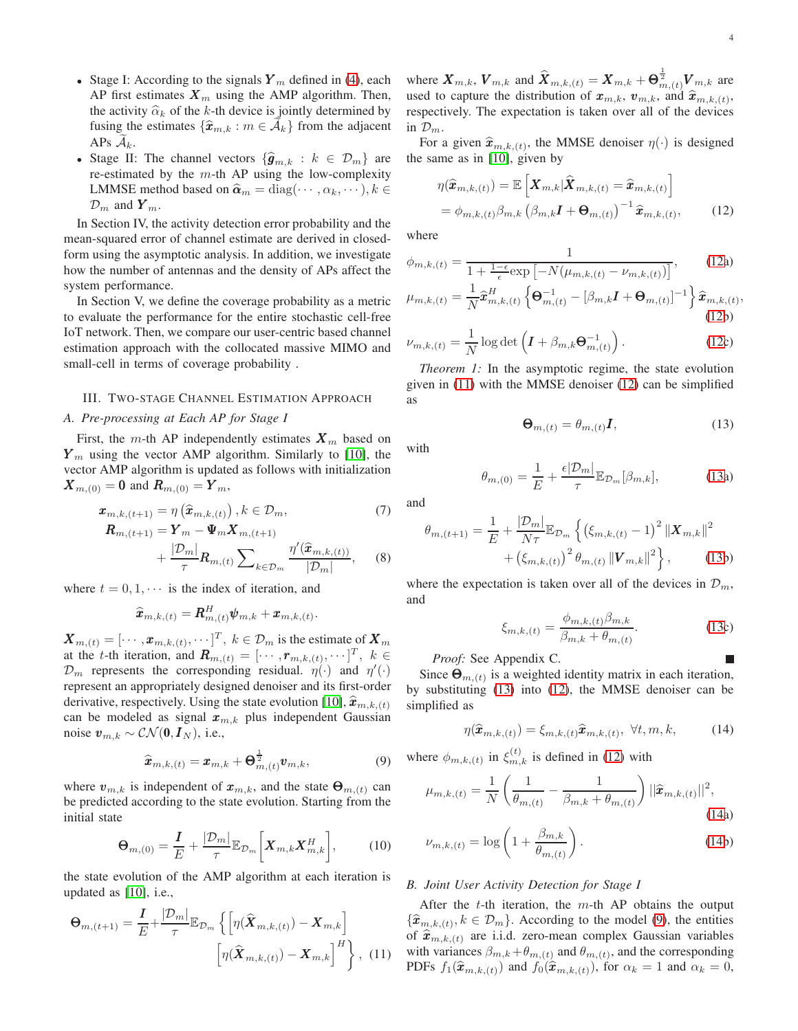- Stage I: According to the signals $\boldsymbol{Y}_m$ defined in (4), each AP first estimates $\boldsymbol{X}_m$ using the AMP algorithm. Then, the activity $\widehat{\alpha}_k$ of the $k$-th device is jointly determined by fusing the estimates $\{\widehat{\boldsymbol{x}}_{m,k} : m \in \widetilde{\mathcal{A}}_k\}$ from the adjacent APs $\widetilde{\mathcal{A}}_k$.
- Stage II: The channel vectors $\{\widehat{\boldsymbol{g}}_{m,k} : k \in \mathcal{D}_m\}$ are re-estimated by the $m$-th AP using the low-complexity LMMSE method based on $\widehat{\boldsymbol{\alpha}}_m = \text{diag}(\cdots, \alpha_k, \cdots), k \in \mathcal{D}_m$ and $\boldsymbol{Y}_m$.

In Section IV, the activity detection error probability and the mean-squared error of channel estimate are derived in closed-form using the asymptotic analysis. In addition, we investigate how the number of antennas and the density of APs affect the system performance.

In Section V, we define the coverage probability as a metric to evaluate the performance for the entire stochastic cell-free IoT network. Then, we compare our user-centric based channel estimation approach with the collocated massive MIMO and small-cell in terms of coverage probability .

## III. Two-stage Channel Estimation Approach

### A. Pre-processing at Each AP for Stage I

First, the $m$-th AP independently estimates $\boldsymbol{X}_m$ based on $\boldsymbol{Y}_m$ using the vector AMP algorithm. Similarly to [10], the vector AMP algorithm is updated as follows with initialization $\boldsymbol{X}_{m,(0)} = \boldsymbol{0}$ and $\boldsymbol{R}_{m,(0)} = \boldsymbol{Y}_m$,

$$\boldsymbol{x}_{m,k,(t+1)} = \eta\left(\widehat{\boldsymbol{x}}_{m,k,(t)}\right), k \in \mathcal{D}_m, \tag{7}$$

$$\boldsymbol{R}_{m,(t+1)} = \boldsymbol{Y}_m - \boldsymbol{\Psi}_m \boldsymbol{X}_{m,(t+1)} + \frac{|\mathcal{D}_m|}{\tau}\boldsymbol{R}_{m,(t)} \sum\nolimits_{k\in\mathcal{D}_m} \frac{\eta'(\widehat{\boldsymbol{x}}_{m,k,(t)})}{|\mathcal{D}_m|}, \tag{8}$$

where $t = 0, 1, \cdots$ is the index of iteration, and

$$\widehat{\boldsymbol{x}}_{m,k,(t)} = \boldsymbol{R}_{m,(t)}^H \boldsymbol{\psi}_{m,k} + \boldsymbol{x}_{m,k,(t)}.$$

$\boldsymbol{X}_{m,(t)} = [\cdots, \boldsymbol{x}_{m,k,(t)}, \cdots]^T$, $k \in \mathcal{D}_m$ is the estimate of $\boldsymbol{X}_m$ at the $t$-th iteration, and $\boldsymbol{R}_{m,(t)} = [\cdots, \boldsymbol{r}_{m,k,(t)}, \cdots]^T$, $k \in \mathcal{D}_m$ represents the corresponding residual. $\eta(\cdot)$ and $\eta'(\cdot)$ represent an appropriately designed denoiser and its first-order derivative, respectively. Using the state evolution [10], $\widehat{\boldsymbol{x}}_{m,k,(t)}$ can be modeled as signal $\boldsymbol{x}_{m,k}$ plus independent Gaussian noise $\boldsymbol{v}_{m,k} \sim \mathcal{CN}(\boldsymbol{0}, \boldsymbol{I}_N)$, i.e.,

$$\widehat{\boldsymbol{x}}_{m,k,(t)} = \boldsymbol{x}_{m,k} + \boldsymbol{\Theta}_{m,(t)}^{\frac{1}{2}} \boldsymbol{v}_{m,k}, \tag{9}$$

where $\boldsymbol{v}_{m,k}$ is independent of $\boldsymbol{x}_{m,k}$, and the state $\boldsymbol{\Theta}_{m,(t)}$ can be predicted according to the state evolution. Starting from the initial state

$$\boldsymbol{\Theta}_{m,(0)} = \frac{\boldsymbol{I}}{E} + \frac{|\mathcal{D}_m|}{\tau}\mathbb{E}_{\mathcal{D}_m}\left[\boldsymbol{X}_{m,k}\boldsymbol{X}_{m,k}^H\right], \tag{10}$$

the state evolution of the AMP algorithm at each iteration is updated as [10], i.e.,

$$\boldsymbol{\Theta}_{m,(t+1)} = \frac{\boldsymbol{I}}{E} + \frac{|\mathcal{D}_m|}{\tau}\mathbb{E}_{\mathcal{D}_m}\left\{\left[\eta(\widehat{\boldsymbol{X}}_{m,k,(t)}) - \boldsymbol{X}_{m,k}\right]\left[\eta(\widehat{\boldsymbol{X}}_{m,k,(t)}) - \boldsymbol{X}_{m,k}\right]^H\right\}, \tag{11}$$

where $\boldsymbol{X}_{m,k}$, $\boldsymbol{V}_{m,k}$ and $\widehat{\boldsymbol{X}}_{m,k,(t)} = \boldsymbol{X}_{m,k} + \boldsymbol{\Theta}_{m,(t)}^{\frac{1}{2}}\boldsymbol{V}_{m,k}$ are used to capture the distribution of $\boldsymbol{x}_{m,k}$, $\boldsymbol{v}_{m,k}$, and $\widehat{\boldsymbol{x}}_{m,k,(t)}$, respectively. The expectation is taken over all of the devices in $\mathcal{D}_m$.

For a given $\widehat{\boldsymbol{x}}_{m,k,(t)}$, the MMSE denoiser $\eta(\cdot)$ is designed the same as in [10], given by

$$\begin{aligned}\eta(\widehat{\boldsymbol{x}}_{m,k,(t)}) &= \mathbb{E}\left[\boldsymbol{X}_{m,k}|\widehat{\boldsymbol{X}}_{m,k,(t)} = \widehat{\boldsymbol{x}}_{m,k,(t)}\right] \\ &= \phi_{m,k,(t)}\beta_{m,k}\left(\beta_{m,k}\boldsymbol{I} + \boldsymbol{\Theta}_{m,(t)}\right)^{-1}\widehat{\boldsymbol{x}}_{m,k,(t)},\end{aligned} \tag{12}$$

where

$$\phi_{m,k,(t)} = \frac{1}{1 + \frac{1-\epsilon}{\epsilon}\exp\left[-N(\mu_{m,k,(t)} - \nu_{m,k,(t)})\right]}, \tag{12a}$$

$$\mu_{m,k,(t)} = \frac{1}{N}\widehat{\boldsymbol{x}}_{m,k,(t)}^H\left\{\boldsymbol{\Theta}_{m,(t)}^{-1} - \left[\beta_{m,k}\boldsymbol{I} + \boldsymbol{\Theta}_{m,(t)}\right]^{-1}\right\}\widehat{\boldsymbol{x}}_{m,k,(t)}, \tag{12b}$$

$$\nu_{m,k,(t)} = \frac{1}{N}\log\det\left(\boldsymbol{I} + \beta_{m,k}\boldsymbol{\Theta}_{m,(t)}^{-1}\right). \tag{12c}$$

*Theorem 1:* In the asymptotic regime, the state evolution given in (11) with the MMSE denoiser (12) can be simplified as

$$\boldsymbol{\Theta}_{m,(t)} = \theta_{m,(t)}\boldsymbol{I}, \tag{13}$$

with

$$\theta_{m,(0)} = \frac{1}{E} + \frac{\epsilon|\mathcal{D}_m|}{\tau}\mathbb{E}_{\mathcal{D}_m}[\beta_{m,k}], \tag{13a}$$

and

$$\theta_{m,(t+1)} = \frac{1}{E} + \frac{|\mathcal{D}_m|}{N\tau}\mathbb{E}_{\mathcal{D}_m}\left\{\left(\xi_{m,k,(t)} - 1\right)^2\|\boldsymbol{X}_{m,k}\|^2 + \left(\xi_{m,k,(t)}\right)^2\theta_{m,(t)}\|\boldsymbol{V}_{m,k}\|^2\right\}, \tag{13b}$$

where the expectation is taken over all of the devices in $\mathcal{D}_m$, and

$$\xi_{m,k,(t)} = \frac{\phi_{m,k,(t)}\beta_{m,k}}{\beta_{m,k} + \theta_{m,(t)}}. \tag{13c}$$

*Proof:* See Appendix C. ∎

Since $\boldsymbol{\Theta}_{m,(t)}$ is a weighted identity matrix in each iteration, by substituting (13) into (12), the MMSE denoiser can be simplified as

$$\eta(\widehat{\boldsymbol{x}}_{m,k,(t)}) = \xi_{m,k,(t)}\widehat{\boldsymbol{x}}_{m,k,(t)}, \ \forall t, m, k, \tag{14}$$

where $\phi_{m,k,(t)}$ in $\xi_{m,k}^{(t)}$ is defined in (12) with

$$\mu_{m,k,(t)} = \frac{1}{N}\left(\frac{1}{\theta_{m,(t)}} - \frac{1}{\beta_{m,k} + \theta_{m,(t)}}\right)||\widehat{\boldsymbol{x}}_{m,k,(t)}||^2, \tag{14a}$$

$$\nu_{m,k,(t)} = \log\left(1 + \frac{\beta_{m,k}}{\theta_{m,(t)}}\right). \tag{14b}$$

### B. Joint User Activity Detection for Stage I

After the $t$-th iteration, the $m$-th AP obtains the output $\{\widehat{\boldsymbol{x}}_{m,k,(t)}, k \in \mathcal{D}_m\}$. According to the model (9), the entities of $\widehat{\boldsymbol{x}}_{m,k,(t)}$ are i.i.d. zero-mean complex Gaussian variables with variances $\beta_{m,k} + \theta_{m,(t)}$ and $\theta_{m,(t)}$, and the corresponding PDFs $f_1(\widehat{\boldsymbol{x}}_{m,k,(t)})$ and $f_0(\widehat{\boldsymbol{x}}_{m,k,(t)})$, for $\alpha_k = 1$ and $\alpha_k = 0$,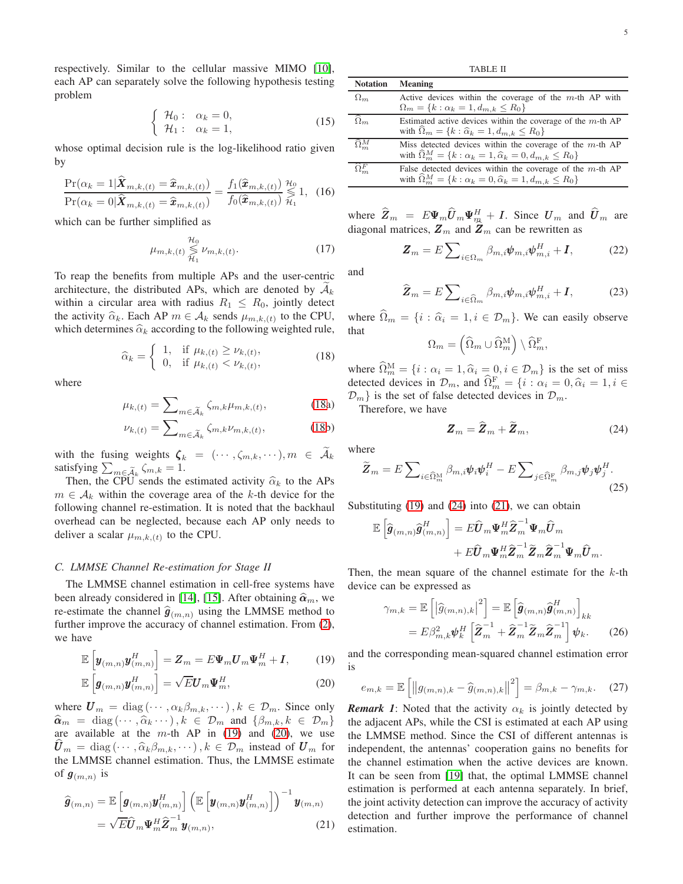respectively. Similar to the cellular massive MIMO [10], each AP can separately solve the following hypothesis testing problem

$$\begin{cases} \mathcal{H}_0: & \alpha_k = 0, \\ \mathcal{H}_1: & \alpha_k = 1, \end{cases} \tag{15}$$

whose optimal decision rule is the log-likelihood ratio given by

$$\frac{\Pr(\alpha_k = 1|\widehat{\boldsymbol{X}}_{m,k,(t)} = \widehat{\boldsymbol{x}}_{m,k,(t)})}{\Pr(\alpha_k = 0|\widehat{\boldsymbol{X}}_{m,k,(t)} = \widehat{\boldsymbol{x}}_{m,k,(t)})} = \frac{f_1(\widehat{\boldsymbol{x}}_{m,k,(t)})}{f_0(\widehat{\boldsymbol{x}}_{m,k,(t)})} \underset{\mathcal{H}_1}{\overset{\mathcal{H}_0}{\lessgtr}} 1, \tag{16}$$

which can be further simplified as

$$\mu_{m,k,(t)} \underset{\mathcal{H}_1}{\overset{\mathcal{H}_0}{\lessgtr}} \nu_{m,k,(t)}. \tag{17}$$

To reap the benefits from multiple APs and the user-centric architecture, the distributed APs, which are denoted by $\widetilde{\mathcal{A}}_k$ within a circular area with radius $R_1 \leq R_0$, jointly detect the activity $\widehat{\alpha}_k$. Each AP $m \in \mathcal{A}_k$ sends $\mu_{m,k,(t)}$ to the CPU, which determines $\widehat{\alpha}_k$ according to the following weighted rule,

$$\widehat{\alpha}_k = \begin{cases} 1, & \text{if } \mu_{k,(t)} \geq \nu_{k,(t)}, \\ 0, & \text{if } \mu_{k,(t)} < \nu_{k,(t)}, \end{cases} \tag{18}$$

where

$$\mu_{k,(t)} = \sum\nolimits_{m \in \widetilde{\mathcal{A}}_k} \zeta_{m,k} \mu_{m,k,(t)}, \tag{18a}$$

$$\nu_{k,(t)} = \sum\nolimits_{m \in \widetilde{\mathcal{A}}_k} \zeta_{m,k} \nu_{m,k,(t)}, \tag{18b}$$

with the fusing weights $\boldsymbol{\zeta}_k = (\cdots, \zeta_{m,k}, \cdots), m \in \widetilde{\mathcal{A}}_k$ satisfying $\sum_{m \in \widetilde{\mathcal{A}}_k} \zeta_{m,k} = 1$.

Then, the CPU sends the estimated activity $\widehat{\alpha}_k$ to the APs $m \in \mathcal{A}_k$ within the coverage area of the $k$-th device for the following channel re-estimation. It is noted that the backhaul overhead can be neglected, because each AP only needs to deliver a scalar $\mu_{m,k,(t)}$ to the CPU.

### C. LMMSE Channel Re-estimation for Stage II

The LMMSE channel estimation in cell-free systems have been already considered in [14], [15]. After obtaining $\widehat{\boldsymbol{\alpha}}_m$, we re-estimate the channel $\widehat{\boldsymbol{g}}_{(m,n)}$ using the LMMSE method to further improve the accuracy of channel estimation. From (2), we have

$$\mathbb{E}\left[\boldsymbol{y}_{(m,n)}\boldsymbol{y}_{(m,n)}^H\right] = \boldsymbol{Z}_m = E\boldsymbol{\Psi}_m\boldsymbol{U}_m\boldsymbol{\Psi}_m^H + \boldsymbol{I}, \tag{19}$$

$$\mathbb{E}\left[\boldsymbol{g}_{(m,n)}\boldsymbol{y}_{(m,n)}^H\right] = \sqrt{E}\boldsymbol{U}_m\boldsymbol{\Psi}_m^H, \tag{20}$$

where $\boldsymbol{U}_m = \text{diag}\left(\cdots, \alpha_k\beta_{m,k}, \cdots\right), k \in \mathcal{D}_m$. Since only $\widehat{\boldsymbol{\alpha}}_m = \text{diag}\left(\cdots, \widehat{\alpha}_k \cdots\right), k \in \mathcal{D}_m$ and $\{\beta_{m,k}, k \in \mathcal{D}_m\}$ are available at the $m$-th AP in (19) and (20), we use $\widehat{\boldsymbol{U}}_m = \text{diag}\left(\cdots, \widehat{\alpha}_k\beta_{m,k}, \cdots\right), k \in \mathcal{D}_m$ instead of $\boldsymbol{U}_m$ for the LMMSE channel estimation. Thus, the LMMSE estimate of $\boldsymbol{g}_{(m,n)}$ is

$$\begin{aligned} \widehat{\boldsymbol{g}}_{(m,n)} &= \mathbb{E}\left[\boldsymbol{g}_{(m,n)}\boldsymbol{y}_{(m,n)}^H\right]\left(\mathbb{E}\left[\boldsymbol{y}_{(m,n)}\boldsymbol{y}_{(m,n)}^H\right]\right)^{-1}\boldsymbol{y}_{(m,n)} \\ &= \sqrt{E}\widehat{\boldsymbol{U}}_m\boldsymbol{\Psi}_m^H\widehat{\boldsymbol{Z}}_m^{-1}\boldsymbol{y}_{(m,n)}, \end{aligned} \tag{21}$$

TABLE II

| Notation | Meaning |
|---|---|
| $\Omega_m$ | Active devices within the coverage of the $m$-th AP with $\Omega_m = \{k : \alpha_k = 1, d_{m,k} \leq R_0\}$ |
| $\widehat{\Omega}_m$ | Estimated active devices within the coverage of the $m$-th AP with $\widehat{\Omega}_m = \{k : \widehat{\alpha}_k = 1, d_{m,k} \leq R_0\}$ |
| $\widehat{\Omega}_m^M$ | Miss detected devices within the coverage of the $m$-th AP with $\widehat{\Omega}_m^M = \{k : \alpha_k = 1, \widehat{\alpha}_k = 0, d_{m,k} \leq R_0\}$ |
| $\widehat{\Omega}_m^F$ | False detected devices within the coverage of the $m$-th AP with $\widehat{\Omega}_m^M = \{k : \alpha_k = 0, \widehat{\alpha}_k = 1, d_{m,k} \leq R_0\}$ |

where $\widehat{\boldsymbol{Z}}_m = E\boldsymbol{\Psi}_m\widehat{\boldsymbol{U}}_m\boldsymbol{\Psi}_m^H + \boldsymbol{I}$. Since $\boldsymbol{U}_m$ and $\widehat{\boldsymbol{U}}_m$ are diagonal matrices, $\boldsymbol{Z}_m$ and $\widehat{\boldsymbol{Z}}_m$ can be rewritten as

$$\boldsymbol{Z}_m = E\sum\nolimits_{i \in \Omega_m} \beta_{m,i}\boldsymbol{\psi}_{m,i}\boldsymbol{\psi}_{m,i}^H + \boldsymbol{I}, \tag{22}$$

and

$$\widehat{\boldsymbol{Z}}_m = E\sum\nolimits_{i \in \widehat{\Omega}_m} \beta_{m,i}\boldsymbol{\psi}_{m,i}\boldsymbol{\psi}_{m,i}^H + \boldsymbol{I}, \tag{23}$$

where $\widehat{\Omega}_m = \{i : \widehat{\alpha}_i = 1, i \in \mathcal{D}_m\}$. We can easily observe that

$$\Omega_m = \left(\widehat{\Omega}_m \cup \widehat{\Omega}_m^{\text{M}}\right) \setminus \widehat{\Omega}_m^{\text{F}},$$

where $\widehat{\Omega}_m^{\text{M}} = \{i : \alpha_i = 1, \widehat{\alpha}_i = 0, i \in \mathcal{D}_m\}$ is the set of miss detected devices in $\mathcal{D}_m$, and $\widehat{\Omega}_m^{\text{F}} = \{i : \alpha_i = 0, \widehat{\alpha}_i = 1, i \in \mathcal{D}_m\}$ is the set of false detected devices in $\mathcal{D}_m$.

Therefore, we have

$$\boldsymbol{Z}_m = \widehat{\boldsymbol{Z}}_m + \widetilde{\boldsymbol{Z}}_m, \tag{24}$$

where

$$\widetilde{\boldsymbol{Z}}_m = E\sum\nolimits_{i \in \widehat{\Omega}_m^{\text{M}}} \beta_{m,i}\boldsymbol{\psi}_i\boldsymbol{\psi}_i^H - E\sum\nolimits_{j \in \widehat{\Omega}_m^{\text{F}}} \beta_{m,j}\boldsymbol{\psi}_j\boldsymbol{\psi}_j^H. \tag{25}$$

Substituting (19) and (24) into (21), we can obtain

$$\begin{aligned} \mathbb{E}\left[\widehat{\boldsymbol{g}}_{(m,n)}\widehat{\boldsymbol{g}}_{(m,n)}^H\right] &= E\widehat{\boldsymbol{U}}_m\boldsymbol{\Psi}_m^H\widehat{\boldsymbol{Z}}_m^{-1}\boldsymbol{\Psi}_m\widehat{\boldsymbol{U}}_m \\ &\quad + E\widehat{\boldsymbol{U}}_m\boldsymbol{\Psi}_m^H\widehat{\boldsymbol{Z}}_m^{-1}\widetilde{\boldsymbol{Z}}_m\widehat{\boldsymbol{Z}}_m^{-1}\boldsymbol{\Psi}_m\widehat{\boldsymbol{U}}_m. \end{aligned}$$

Then, the mean square of the channel estimate for the $k$-th device can be expressed as

$$\begin{aligned} \gamma_{m,k} &= \mathbb{E}\left[\left|\widehat{g}_{(m,n),k}\right|^2\right] = \mathbb{E}\left[\widehat{\boldsymbol{g}}_{(m,n)}\widehat{\boldsymbol{g}}_{(m,n)}^H\right]_{kk} \\ &= E\beta_{m,k}^2\boldsymbol{\psi}_k^H\left[\widehat{\boldsymbol{Z}}_m^{-1} + \widehat{\boldsymbol{Z}}_m^{-1}\widetilde{\boldsymbol{Z}}_m\widehat{\boldsymbol{Z}}_m^{-1}\right]\boldsymbol{\psi}_k. \end{aligned} \tag{26}$$

and the corresponding mean-squared channel estimation error is

$$e_{m,k} = \mathbb{E}\left[\left\|g_{(m,n),k} - \widehat{g}_{(m,n),k}\right\|^2\right] = \beta_{m,k} - \gamma_{m,k}. \tag{27}$$

***Remark 1***: Noted that the activity $\alpha_k$ is jointly detected by the adjacent APs, while the CSI is estimated at each AP using the LMMSE method. Since the CSI of different antennas is independent, the antennas' cooperation gains no benefits for the channel estimation when the active devices are known. It can be seen from (19) that, the optimal LMMSE channel estimation is performed at each antenna separately. In brief, the joint activity detection can improve the accuracy of activity detection and further improve the performance of channel estimation.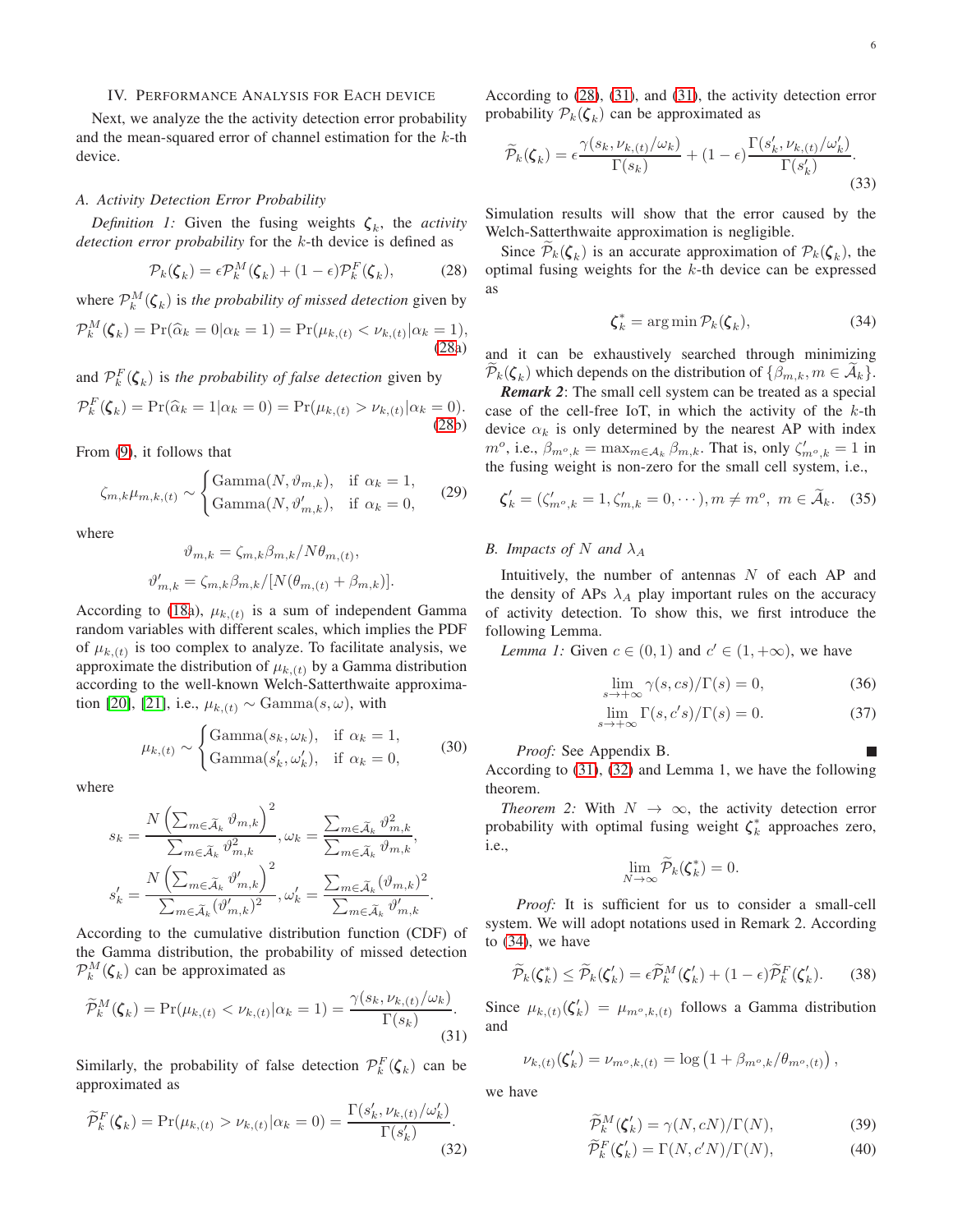## IV. Performance Analysis for Each device

Next, we analyze the the activity detection error probability and the mean-squared error of channel estimation for the $k$-th device.

### A. Activity Detection Error Probability

*Definition 1:* Given the fusing weights $\boldsymbol{\zeta}_k$, the *activity detection error probability* for the $k$-th device is defined as

$$\mathcal{P}_k(\boldsymbol{\zeta}_k) = \epsilon \mathcal{P}_k^M(\boldsymbol{\zeta}_k) + (1-\epsilon)\mathcal{P}_k^F(\boldsymbol{\zeta}_k), \tag{28}$$

where $\mathcal{P}_k^M(\boldsymbol{\zeta}_k)$ is *the probability of missed detection* given by

$$\mathcal{P}_k^M(\boldsymbol{\zeta}_k) = \Pr(\widehat{\alpha}_k = 0|\alpha_k = 1) = \Pr(\mu_{k,(t)} < \nu_{k,(t)}|\alpha_k = 1), \tag{28a}$$

and $\mathcal{P}_k^F(\boldsymbol{\zeta}_k)$ is *the probability of false detection* given by

$$\mathcal{P}_k^F(\boldsymbol{\zeta}_k) = \Pr(\widehat{\alpha}_k = 1|\alpha_k = 0) = \Pr(\mu_{k,(t)} > \nu_{k,(t)}|\alpha_k = 0). \tag{28b}$$

From (9), it follows that

$$\zeta_{m,k}\mu_{m,k,(t)} \sim \begin{cases} \text{Gamma}(N, \vartheta_{m,k}), & \text{if } \alpha_k = 1, \\ \text{Gamma}(N, \vartheta'_{m,k}), & \text{if } \alpha_k = 0, \end{cases} \tag{29}$$

where

$$\vartheta_{m,k} = \zeta_{m,k}\beta_{m,k}/N\theta_{m,(t)},$$

$$\vartheta'_{m,k} = \zeta_{m,k}\beta_{m,k}/[N(\theta_{m,(t)} + \beta_{m,k})].$$

According to (18a), $\mu_{k,(t)}$ is a sum of independent Gamma random variables with different scales, which implies the PDF of $\mu_{k,(t)}$ is too complex to analyze. To facilitate analysis, we approximate the distribution of $\mu_{k,(t)}$ by a Gamma distribution according to the well-known Welch-Satterthwaite approximation [20], [21], i.e., $\mu_{k,(t)} \sim \text{Gamma}(s, \omega)$, with

$$\mu_{k,(t)} \sim \begin{cases} \text{Gamma}(s_k, \omega_k), & \text{if } \alpha_k = 1, \\ \text{Gamma}(s'_k, \omega'_k), & \text{if } \alpha_k = 0, \end{cases} \tag{30}$$

where

$$s_k = \frac{N\left(\sum_{m\in\widetilde{\mathcal{A}}_k} \vartheta_{m,k}\right)^2}{\sum_{m\in\widetilde{\mathcal{A}}_k} \vartheta_{m,k}^2}, \omega_k = \frac{\sum_{m\in\widetilde{\mathcal{A}}_k} \vartheta_{m,k}^2}{\sum_{m\in\widetilde{\mathcal{A}}_k} \vartheta_{m,k}},$$

$$s'_k = \frac{N\left(\sum_{m\in\widetilde{\mathcal{A}}_k} \vartheta'_{m,k}\right)^2}{\sum_{m\in\widetilde{\mathcal{A}}_k} (\vartheta'_{m,k})^2}, \omega'_k = \frac{\sum_{m\in\widetilde{\mathcal{A}}_k} (\vartheta_{m,k})^2}{\sum_{m\in\widetilde{\mathcal{A}}_k} \vartheta'_{m,k}}.$$

According to the cumulative distribution function (CDF) of the Gamma distribution, the probability of missed detection $\mathcal{P}_k^M(\boldsymbol{\zeta}_k)$ can be approximated as

$$\widetilde{\mathcal{P}}_k^M(\boldsymbol{\zeta}_k) = \Pr(\mu_{k,(t)} < \nu_{k,(t)}|\alpha_k = 1) = \frac{\gamma(s_k, \nu_{k,(t)}/\omega_k)}{\Gamma(s_k)}. \tag{31}$$

Similarly, the probability of false detection $\mathcal{P}_k^F(\boldsymbol{\zeta}_k)$ can be approximated as

$$\widetilde{\mathcal{P}}_k^F(\boldsymbol{\zeta}_k) = \Pr(\mu_{k,(t)} > \nu_{k,(t)}|\alpha_k = 0) = \frac{\Gamma(s'_k, \nu_{k,(t)}/\omega'_k)}{\Gamma(s'_k)}. \tag{32}$$

According to (28), (31), and (31), the activity detection error probability $\mathcal{P}_k(\boldsymbol{\zeta}_k)$ can be approximated as

$$\widetilde{\mathcal{P}}_k(\boldsymbol{\zeta}_k) = \epsilon\frac{\gamma(s_k, \nu_{k,(t)}/\omega_k)}{\Gamma(s_k)} + (1-\epsilon)\frac{\Gamma(s'_k, \nu_{k,(t)}/\omega'_k)}{\Gamma(s'_k)}. \tag{33}$$

Simulation results will show that the error caused by the Welch-Satterthwaite approximation is negligible.

Since $\widetilde{\mathcal{P}}_k(\boldsymbol{\zeta}_k)$ is an accurate approximation of $\mathcal{P}_k(\boldsymbol{\zeta}_k)$, the optimal fusing weights for the $k$-th device can be expressed as

$$\boldsymbol{\zeta}_k^* = \arg\min \mathcal{P}_k(\boldsymbol{\zeta}_k), \tag{34}$$

and it can be exhaustively searched through minimizing $\widetilde{\mathcal{P}}_k(\boldsymbol{\zeta}_k)$ which depends on the distribution of $\{\beta_{m,k}, m \in \widetilde{\mathcal{A}}_k\}$.

***Remark 2***: The small cell system can be treated as a special case of the cell-free IoT, in which the activity of the $k$-th device $\alpha_k$ is only determined by the nearest AP with index $m^o$, i.e., $\beta_{m^o,k} = \max_{m\in\mathcal{A}_k} \beta_{m,k}$. That is, only $\zeta'_{m^o,k} = 1$ in the fusing weight is non-zero for the small cell system, i.e.,

$$\boldsymbol{\zeta}'_k = (\zeta'_{m^o,k} = 1, \zeta'_{m,k} = 0, \cdots), m \neq m^o,\ m \in \widetilde{\mathcal{A}}_k. \tag{35}$$

### B. Impacts of $N$ and $\lambda_A$

Intuitively, the number of antennas $N$ of each AP and the density of APs $\lambda_A$ play important rules on the accuracy of activity detection. To show this, we first introduce the following Lemma.

*Lemma 1:* Given $c \in (0, 1)$ and $c' \in (1, +\infty)$, we have

$$\lim_{s\to+\infty} \gamma(s, cs)/\Gamma(s) = 0, \tag{36}$$

$$\lim_{s\to+\infty} \Gamma(s, c's)/\Gamma(s) = 0. \tag{37}$$

*Proof:* See Appendix B. ■

According to (31), (32) and Lemma 1, we have the following theorem.

*Theorem 2:* With $N \to \infty$, the activity detection error probability with optimal fusing weight $\boldsymbol{\zeta}_k^*$ approaches zero, i.e.,

$$\lim_{N\to\infty} \widetilde{\mathcal{P}}_k(\boldsymbol{\zeta}_k^*) = 0.$$

*Proof:* It is sufficient for us to consider a small-cell system. We will adopt notations used in Remark 2. According to (34), we have

$$\widetilde{\mathcal{P}}_k(\boldsymbol{\zeta}_k^*) \leq \widetilde{\mathcal{P}}_k(\boldsymbol{\zeta}'_k) = \epsilon\widetilde{\mathcal{P}}_k^M(\boldsymbol{\zeta}'_k) + (1-\epsilon)\widetilde{\mathcal{P}}_k^F(\boldsymbol{\zeta}'_k). \tag{38}$$

Since $\mu_{k,(t)}(\boldsymbol{\zeta}'_k) = \mu_{m^o,k,(t)}$ follows a Gamma distribution and

$$\nu_{k,(t)}(\boldsymbol{\zeta}'_k) = \nu_{m^o,k,(t)} = \log\left(1 + \beta_{m^o,k}/\theta_{m^o,(t)}\right),$$

we have

$$\widetilde{\mathcal{P}}_k^M(\boldsymbol{\zeta}'_k) = \gamma(N, cN)/\Gamma(N), \tag{39}$$

$$\widetilde{\mathcal{P}}_k^F(\boldsymbol{\zeta}'_k) = \Gamma(N, c'N)/\Gamma(N), \tag{40}$$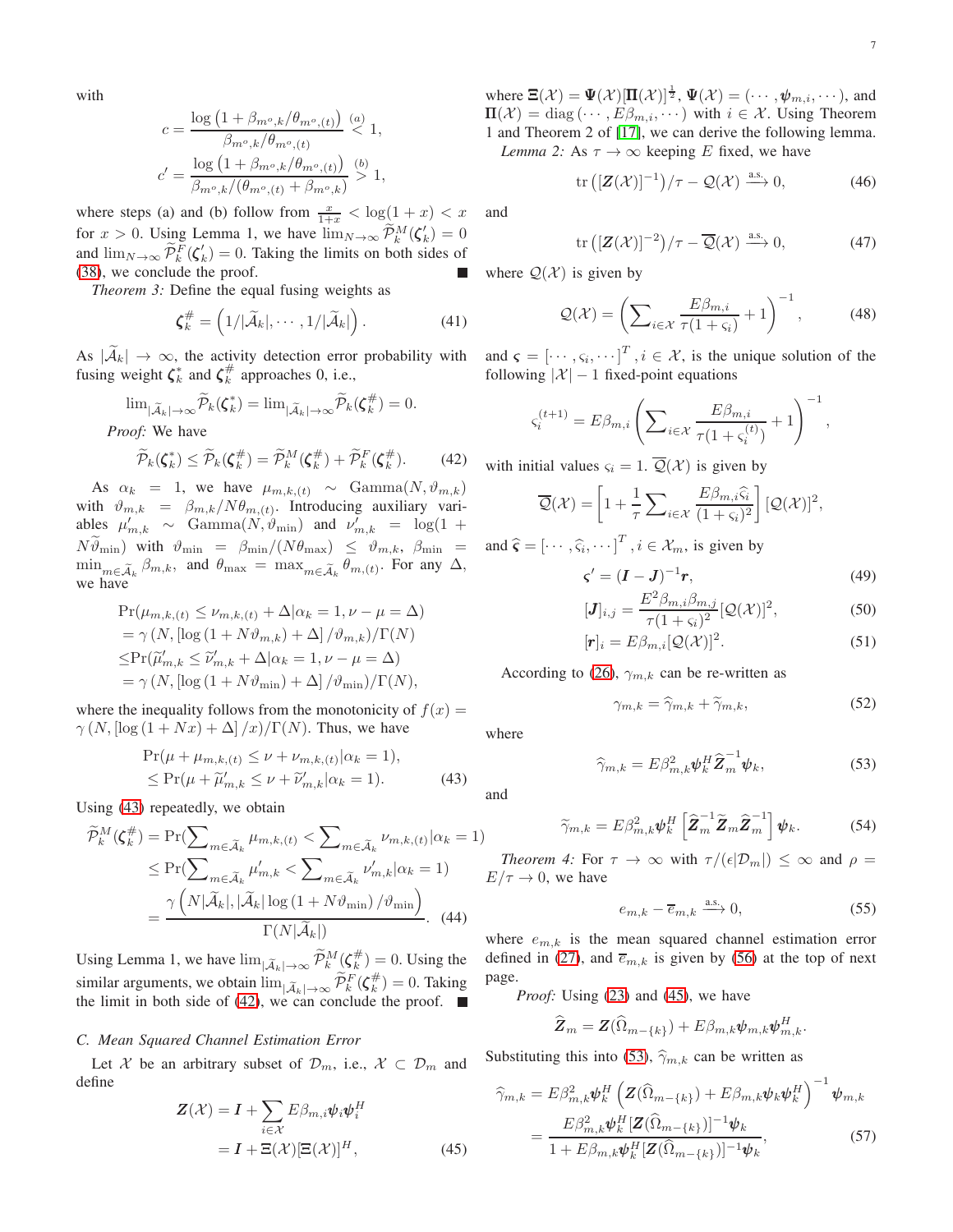with

$$c = \frac{\log\left(1+\beta_{m^o,k}/\theta_{m^o,(t)}\right)}{\beta_{m^o,k}/\theta_{m^o,(t)}} \overset{(a)}{<} 1,$$

$$c' = \frac{\log\left(1+\beta_{m^o,k}/\theta_{m^o,(t)}\right)}{\beta_{m^o,k}/(\theta_{m^o,(t)}+\beta_{m^o,k})} \overset{(b)}{>} 1,$$

where steps (a) and (b) follow from $\frac{x}{1+x} < \log(1+x) < x$ for $x > 0$. Using Lemma 1, we have $\lim_{N\to\infty} \widetilde{\mathcal{P}}_k^M(\boldsymbol{\zeta}_k') = 0$ and $\lim_{N\to\infty} \widetilde{\mathcal{P}}_k^F(\boldsymbol{\zeta}_k') = 0$. Taking the limits on both sides of (38), we conclude the proof. ∎

*Theorem 3:* Define the equal fusing weights as

$$\boldsymbol{\zeta}_k^{\#} = \left(1/|\widetilde{\mathcal{A}}_k|, \cdots, 1/|\widetilde{\mathcal{A}}_k|\right). \tag{41}$$

As $|\widetilde{\mathcal{A}}_k| \to \infty$, the activity detection error probability with fusing weight $\boldsymbol{\zeta}_k^*$ and $\boldsymbol{\zeta}_k^{\#}$ approaches 0, i.e.,

$$\lim_{|\widetilde{\mathcal{A}}_k|\to\infty} \widetilde{\mathcal{P}}_k(\boldsymbol{\zeta}_k^*) = \lim_{|\widetilde{\mathcal{A}}_k|\to\infty} \widetilde{\mathcal{P}}_k(\boldsymbol{\zeta}_k^{\#}) = 0.$$

*Proof:* We have

$$\widetilde{\mathcal{P}}_k(\boldsymbol{\zeta}_k^*) \le \widetilde{\mathcal{P}}_k(\boldsymbol{\zeta}_k^{\#}) = \widetilde{\mathcal{P}}_k^M(\boldsymbol{\zeta}_k^{\#}) + \widetilde{\mathcal{P}}_k^F(\boldsymbol{\zeta}_k^{\#}). \tag{42}$$

As $\alpha_k = 1$, we have $\mu_{m,k,(t)} \sim \text{Gamma}(N, \vartheta_{m,k})$ with $\vartheta_{m,k} = \beta_{m,k}/N\theta_{m,(t)}$. Introducing auxiliary variables $\mu'_{m,k} \sim \text{Gamma}(N, \vartheta_{\min})$ and $\nu'_{m,k} = \log(1 + N\vartheta_{\min})$ with $\vartheta_{\min} = \beta_{\min}/(N\theta_{\max}) \le \vartheta_{m,k}$, $\beta_{\min} = \min_{m\in\widetilde{\mathcal{A}}_k} \beta_{m,k}$, and $\theta_{\max} = \max_{m\in\widetilde{\mathcal{A}}_k} \theta_{m,(t)}$. For any $\Delta$, we have

$$\begin{aligned}
&\Pr(\mu_{m,k,(t)} \le \nu_{m,k,(t)} + \Delta | \alpha_k = 1, \nu - \mu = \Delta) \\
&= \gamma\left(N, \left[\log\left(1+N\vartheta_{m,k}\right) + \Delta\right]/\vartheta_{m,k}\right)/\Gamma(N) \\
&\le \Pr(\widetilde{\mu}'_{m,k} \le \widetilde{\nu}'_{m,k} + \Delta | \alpha_k = 1, \nu - \mu = \Delta) \\
&= \gamma\left(N, \left[\log\left(1+N\vartheta_{\min}\right) + \Delta\right]/\vartheta_{\min}\right)/\Gamma(N),
\end{aligned}$$

where the inequality follows from the monotonicity of $f(x) = \gamma\left(N, \left[\log\left(1+Nx\right) + \Delta\right]/x\right)/\Gamma(N)$. Thus, we have

$$\begin{aligned}
&\Pr(\mu + \mu_{m,k,(t)} \le \nu + \nu_{m,k,(t)} | \alpha_k = 1), \\
&\le \Pr(\mu + \widetilde{\mu}'_{m,k} \le \nu + \widetilde{\nu}'_{m,k} | \alpha_k = 1).
\end{aligned} \tag{43}$$

Using (43) repeatedly, we obtain

$$\begin{aligned}
\widetilde{\mathcal{P}}_k^M(\boldsymbol{\zeta}_k^{\#}) &= \Pr\Big(\sum\nolimits_{m\in\widetilde{\mathcal{A}}_k} \mu_{m,k,(t)} < \sum\nolimits_{m\in\widetilde{\mathcal{A}}_k} \nu_{m,k,(t)} | \alpha_k = 1\Big) \\
&\le \Pr\Big(\sum\nolimits_{m\in\widetilde{\mathcal{A}}_k} \mu'_{m,k} < \sum\nolimits_{m\in\widetilde{\mathcal{A}}_k} \nu'_{m,k} | \alpha_k = 1\Big) \\
&= \frac{\gamma\left(N|\widetilde{\mathcal{A}}_k|, |\widetilde{\mathcal{A}}_k| \log\left(1+N\vartheta_{\min}\right)/\vartheta_{\min}\right)}{\Gamma(N|\widetilde{\mathcal{A}}_k|)}.
\end{aligned} \tag{44}$$

Using Lemma 1, we have $\lim_{|\widetilde{\mathcal{A}}_k|\to\infty} \widetilde{\mathcal{P}}_k^M(\boldsymbol{\zeta}_k^{\#}) = 0$. Using the similar arguments, we obtain $\lim_{|\widetilde{\mathcal{A}}_k|\to\infty} \widetilde{\mathcal{P}}_k^F(\boldsymbol{\zeta}_k^{\#}) = 0$. Taking the limit in both side of (42), we can conclude the proof. ∎

### C. Mean Squared Channel Estimation Error

Let $\mathcal{X}$ be an arbitrary subset of $\mathcal{D}_m$, i.e., $\mathcal{X} \subset \mathcal{D}_m$ and define

$$\begin{aligned}
\boldsymbol{Z}(\mathcal{X}) &= \boldsymbol{I} + \sum_{i\in\mathcal{X}} E\beta_{m,i}\boldsymbol{\psi}_i\boldsymbol{\psi}_i^H \\
&= \boldsymbol{I} + \Xi(\mathcal{X})[\Xi(\mathcal{X})]^H,
\end{aligned} \tag{45}$$

where $\Xi(\mathcal{X}) = \boldsymbol{\Psi}(\mathcal{X})[\boldsymbol{\Pi}(\mathcal{X})]^{\frac{1}{2}}$, $\boldsymbol{\Psi}(\mathcal{X}) = (\cdots, \boldsymbol{\psi}_{m,i}, \cdots)$, and $\boldsymbol{\Pi}(\mathcal{X}) = \text{diag}\left(\cdots, E\beta_{m,i}, \cdots\right)$ with $i \in \mathcal{X}$. Using Theorem 1 and Theorem 2 of [17], we can derive the following lemma.

*Lemma 2:* As $\tau \to \infty$ keeping $E$ fixed, we have

$$\text{tr}\left([\boldsymbol{Z}(\mathcal{X})]^{-1}\right)/\tau - \mathcal{Q}(\mathcal{X}) \xrightarrow{\text{a.s.}} 0, \tag{46}$$

and

$$\text{tr}\left([\boldsymbol{Z}(\mathcal{X})]^{-2}\right)/\tau - \overline{\mathcal{Q}}(\mathcal{X}) \xrightarrow{\text{a.s.}} 0, \tag{47}$$

where $\mathcal{Q}(\mathcal{X})$ is given by

$$\mathcal{Q}(\mathcal{X}) = \left(\sum\nolimits_{i\in\mathcal{X}} \frac{E\beta_{m,i}}{\tau(1+\varsigma_i)} + 1\right)^{-1}, \tag{48}$$

and $\boldsymbol{\varsigma} = \left[\cdots, \varsigma_i, \cdots\right]^T, i \in \mathcal{X}$, is the unique solution of the following $|\mathcal{X}| - 1$ fixed-point equations

$$\varsigma_i^{(t+1)} = E\beta_{m,i}\left(\sum\nolimits_{i\in\mathcal{X}} \frac{E\beta_{m,i}}{\tau(1+\varsigma_i^{(t)})} + 1\right)^{-1},$$

with initial values $\varsigma_i = 1$. $\overline{\mathcal{Q}}(\mathcal{X})$ is given by

$$\overline{\mathcal{Q}}(\mathcal{X}) = \left[1 + \frac{1}{\tau}\sum\nolimits_{i\in\mathcal{X}} \frac{E\beta_{m,i}\widehat{\varsigma}_i}{(1+\varsigma_i)^2}\right][\mathcal{Q}(\mathcal{X})]^2,$$

and $\widehat{\boldsymbol{\varsigma}} = \left[\cdots, \widehat{\varsigma}_i, \cdots\right]^T, i \in \mathcal{X}_m$, is given by

$$\boldsymbol{\varsigma}' = (\boldsymbol{I} - \boldsymbol{J})^{-1}\boldsymbol{r}, \tag{49}$$

$$[\boldsymbol{J}]_{i,j} = \frac{E^2\beta_{m,i}\beta_{m,j}}{\tau(1+\varsigma_i)^2}[\mathcal{Q}(\mathcal{X})]^2, \tag{50}$$

$$[\boldsymbol{r}]_i = E\beta_{m,i}[\mathcal{Q}(\mathcal{X})]^2. \tag{51}$$

According to (26), $\gamma_{m,k}$ can be re-written as

$$\gamma_{m,k} = \widehat{\gamma}_{m,k} + \widetilde{\gamma}_{m,k}, \tag{52}$$

where

$$\widehat{\gamma}_{m,k} = E\beta_{m,k}^2\boldsymbol{\psi}_k^H\widehat{\boldsymbol{Z}}_m^{-1}\boldsymbol{\psi}_k, \tag{53}$$

and

$$\widetilde{\gamma}_{m,k} = E\beta_{m,k}^2\boldsymbol{\psi}_k^H\left[\widehat{\boldsymbol{Z}}_m^{-1}\widetilde{\boldsymbol{Z}}_m\widehat{\boldsymbol{Z}}_m^{-1}\right]\boldsymbol{\psi}_k. \tag{54}$$

*Theorem 4:* For $\tau \to \infty$ with $\tau/(\epsilon|\mathcal{D}_m|) \le \infty$ and $\rho = E/\tau \to 0$, we have

$$e_{m,k} - \overline{e}_{m,k} \xrightarrow{\text{a.s.}} 0, \tag{55}$$

where $e_{m,k}$ is the mean squared channel estimation error defined in (27), and $\overline{e}_{m,k}$ is given by (56) at the top of next page.

*Proof:* Using (23) and (45), we have

$$\widehat{\boldsymbol{Z}}_m = \boldsymbol{Z}(\widehat{\Omega}_{m-\{k\}}) + E\beta_{m,k}\boldsymbol{\psi}_{m,k}\boldsymbol{\psi}_{m,k}^H.$$

Substituting this into (53), $\widehat{\gamma}_{m,k}$ can be written as

$$\begin{aligned}
\widehat{\gamma}_{m,k} &= E\beta_{m,k}^2\boldsymbol{\psi}_k^H\left(\boldsymbol{Z}(\widehat{\Omega}_{m-\{k\}}) + E\beta_{m,k}\boldsymbol{\psi}_k\boldsymbol{\psi}_k^H\right)^{-1}\boldsymbol{\psi}_{m,k} \\
&= \frac{E\beta_{m,k}^2\boldsymbol{\psi}_k^H[\boldsymbol{Z}(\widehat{\Omega}_{m-\{k\}})]^{-1}\boldsymbol{\psi}_k}{1 + E\beta_{m,k}\boldsymbol{\psi}_k^H[\boldsymbol{Z}(\widehat{\Omega}_{m-\{k\}})]^{-1}\boldsymbol{\psi}_k},
\end{aligned} \tag{57}$$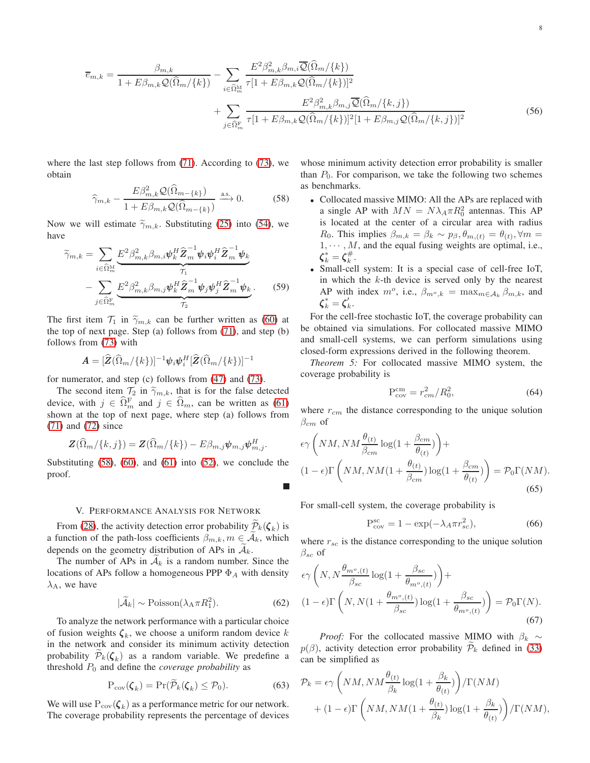$$
\overline{e}_{m,k} = \frac{\beta_{m,k}}{1+E\beta_{m,k}\mathcal{Q}(\widehat{\Omega}_m/\{k\})} - \sum_{i\in\widehat{\Omega}_m^{\mathrm{M}}} \frac{E^2\beta_{m,k}^2\beta_{m,i}\overline{\mathcal{Q}}(\widehat{\Omega}_m/\{k\})}{\tau[1+E\beta_{m,k}\mathcal{Q}(\widehat{\Omega}_m/\{k\})]^2} + \sum_{j\in\widehat{\Omega}_m^{\mathrm{F}}} \frac{E^2\beta_{m,k}^2\beta_{m,j}\overline{\mathcal{Q}}(\widehat{\Omega}_m/\{k,j\})}{\tau[1+E\beta_{m,k}\mathcal{Q}(\widehat{\Omega}_m/\{k\})]^2[1+E\beta_{m,j}\mathcal{Q}(\widehat{\Omega}_m/\{k,j\})]^2} \tag{56}
$$

where the last step follows from (71). According to (73), we obtain

$$
\widehat{\gamma}_{m,k} - \frac{E\beta_{m,k}^2\mathcal{Q}(\widehat{\Omega}_{m-\{k\}})}{1+E\beta_{m,k}\mathcal{Q}(\widehat{\Omega}_{m-\{k\}})} \xrightarrow{\text{a.s.}} 0. \tag{58}
$$

Now we will estimate $\widetilde{\gamma}_{m,k}$. Substituting (25) into (54), we have

$$
\widetilde{\gamma}_{m,k} = \sum_{i\in\widehat{\Omega}_m^{\mathrm{M}}} \underbrace{E^2\beta_{m,k}^2\beta_{m,i}\boldsymbol{\psi}_k^H\widehat{\boldsymbol{Z}}_m^{-1}\boldsymbol{\psi}_i\boldsymbol{\psi}_i^H\widehat{\boldsymbol{Z}}_m^{-1}\boldsymbol{\psi}_k}_{\mathcal{T}_1} - \sum_{j\in\widehat{\Omega}_m^{\mathrm{F}}} \underbrace{E^2\beta_{m,k}^2\beta_{m,j}\boldsymbol{\psi}_k^H\widehat{\boldsymbol{Z}}_m^{-1}\boldsymbol{\psi}_j\boldsymbol{\psi}_j^H\widehat{\boldsymbol{Z}}_m^{-1}\boldsymbol{\psi}_k}_{\mathcal{T}_2}. \tag{59}
$$

The first item $\mathcal{T}_1$ in $\widetilde{\gamma}_{m,k}$ can be further written as (60) at the top of next page. Step (a) follows from (71), and step (b) follows from (73) with

$$
\boldsymbol{A} = [\widehat{\boldsymbol{Z}}(\widehat{\Omega}_m/\{k\})]^{-1}\boldsymbol{\psi}_i\boldsymbol{\psi}_i^H[\widehat{\boldsymbol{Z}}(\widehat{\Omega}_m/\{k\})]^{-1}
$$

for numerator, and step (c) follows from (47) and (73).

The second item $\mathcal{T}_2$ in $\widetilde{\gamma}_{m,k}$, that is for the false detected device, with $j \in \widehat{\Omega}_m^{\mathrm{F}}$ and $j \in \widehat{\Omega}_m$, can be written as (61) shown at the top of next page, where step (a) follows from (71) and (72) since

$$
\boldsymbol{Z}(\widehat{\Omega}_m/\{k,j\}) = \boldsymbol{Z}(\widehat{\Omega}_m/\{k\}) - E\beta_{m,j}\boldsymbol{\psi}_{m,j}\boldsymbol{\psi}_{m,j}^H.
$$

Substituting (58), (60), and (61) into (52), we conclude the proof. ■

## V. Performance Analysis for Network

From (28), the activity detection error probability $\widetilde{\mathcal{P}}_k(\boldsymbol{\zeta}_k)$ is a function of the path-loss coefficients $\beta_{m,k}, m \in \widetilde{\mathcal{A}}_k$, which depends on the geometry distribution of APs in $\widetilde{\mathcal{A}}_k$.

The number of APs in $\widetilde{\mathcal{A}}_k$ is a random number. Since the locations of APs follow a homogeneous PPP $\Phi_A$ with density $\lambda_{\mathrm{A}}$, we have

$$
|\widetilde{\mathcal{A}}_k| \sim \mathrm{Poisson}(\lambda_{\mathrm{A}}\pi R_1^2). \tag{62}
$$

To analyze the network performance with a particular choice of fusion weights $\boldsymbol{\zeta}_k$, we choose a uniform random device $k$ in the network and consider its minimum activity detection probability $\widetilde{\mathcal{P}}_k(\boldsymbol{\zeta}_k)$ as a random variable. We predefine a threshold $P_0$ and define the *coverage probability* as

$$
\mathrm{P}_{\mathrm{cov}}(\boldsymbol{\zeta}_k) = \Pr(\widetilde{\mathcal{P}}_k(\boldsymbol{\zeta}_k) \le \mathcal{P}_0). \tag{63}
$$

We will use $\mathrm{P}_{\mathrm{cov}}(\boldsymbol{\zeta}_k)$ as a performance metric for our network. The coverage probability represents the percentage of devices whose minimum activity detection error probability is smaller than $P_0$. For comparison, we take the following two schemes as benchmarks.

- Collocated massive MIMO: All the APs are replaced with a single AP with $MN = N\lambda_A\pi R_0^2$ antennas. This AP is located at the center of a circular area with radius $R_0$. This implies $\beta_{m,k} = \beta_k \sim p_\beta, \theta_{m,(t)} = \theta_{(t)}, \forall m = 1,\cdots,M$, and the equal fusing weights are optimal, i.e., $\boldsymbol{\zeta}_k^* = \boldsymbol{\zeta}_k^\#$.
- Small-cell system: It is a special case of cell-free IoT, in which the $k$-th device is served only by the nearest AP with index $m^o$, i.e., $\beta_{m^o,k} = \max_{m\in\mathcal{A}_k}\beta_{m,k}$, and $\boldsymbol{\zeta}_k^* = \boldsymbol{\zeta}_k'$.

For the cell-free stochastic IoT, the coverage probability can be obtained via simulations. For collocated massive MIMO and small-cell systems, we can perform simulations using closed-form expressions derived in the following theorem.

*Theorem 5:* For collocated massive MIMO system, the coverage probability is

$$
\mathrm{P}_{\mathrm{cov}}^{\mathrm{cm}} = r_{cm}^2/R_0^2, \tag{64}
$$

where $r_{cm}$ the distance corresponding to the unique solution $\beta_{cm}$ of

$$
\epsilon\gamma\left(NM, NM\frac{\theta_{(t)}}{\beta_{cm}}\log(1+\frac{\beta_{cm}}{\theta_{(t)}})\right) + (1-\epsilon)\Gamma\left(NM, NM(1+\frac{\theta_{(t)}}{\beta_{cm}})\log(1+\frac{\beta_{cm}}{\theta_{(t)}})\right) = \mathcal{P}_0\Gamma(NM). \tag{65}
$$

For small-cell system, the coverage probability is

$$
\mathrm{P}_{\mathrm{cov}}^{\mathrm{sc}} = 1 - \exp(-\lambda_A\pi r_{sc}^2), \tag{66}
$$

where $r_{sc}$ is the distance corresponding to the unique solution $\beta_{sc}$ of

$$
\epsilon\gamma\left(N, N\frac{\theta_{m^o,(t)}}{\beta_{sc}}\log(1+\frac{\beta_{sc}}{\theta_{m^o,(t)}})\right) + (1-\epsilon)\Gamma\left(N, N(1+\frac{\theta_{m^o,(t)}}{\beta_{sc}})\log(1+\frac{\beta_{sc}}{\theta_{m^o,(t)}})\right) = \mathcal{P}_0\Gamma(N). \tag{67}
$$

*Proof:* For the collocated massive MIMO with $\beta_k \sim p(\beta)$, activity detection error probability $\widetilde{\mathcal{P}}_k$ defined in (33) can be simplified as

$$
\mathcal{P}_k = \epsilon\gamma\left(NM, NM\frac{\theta_{(t)}}{\beta_k}\log(1+\frac{\beta_k}{\theta_{(t)}})\right)/\Gamma(NM) + (1-\epsilon)\Gamma\left(NM, NM(1+\frac{\theta_{(t)}}{\beta_k})\log(1+\frac{\beta_k}{\theta_{(t)}})\right)/\Gamma(NM),
$$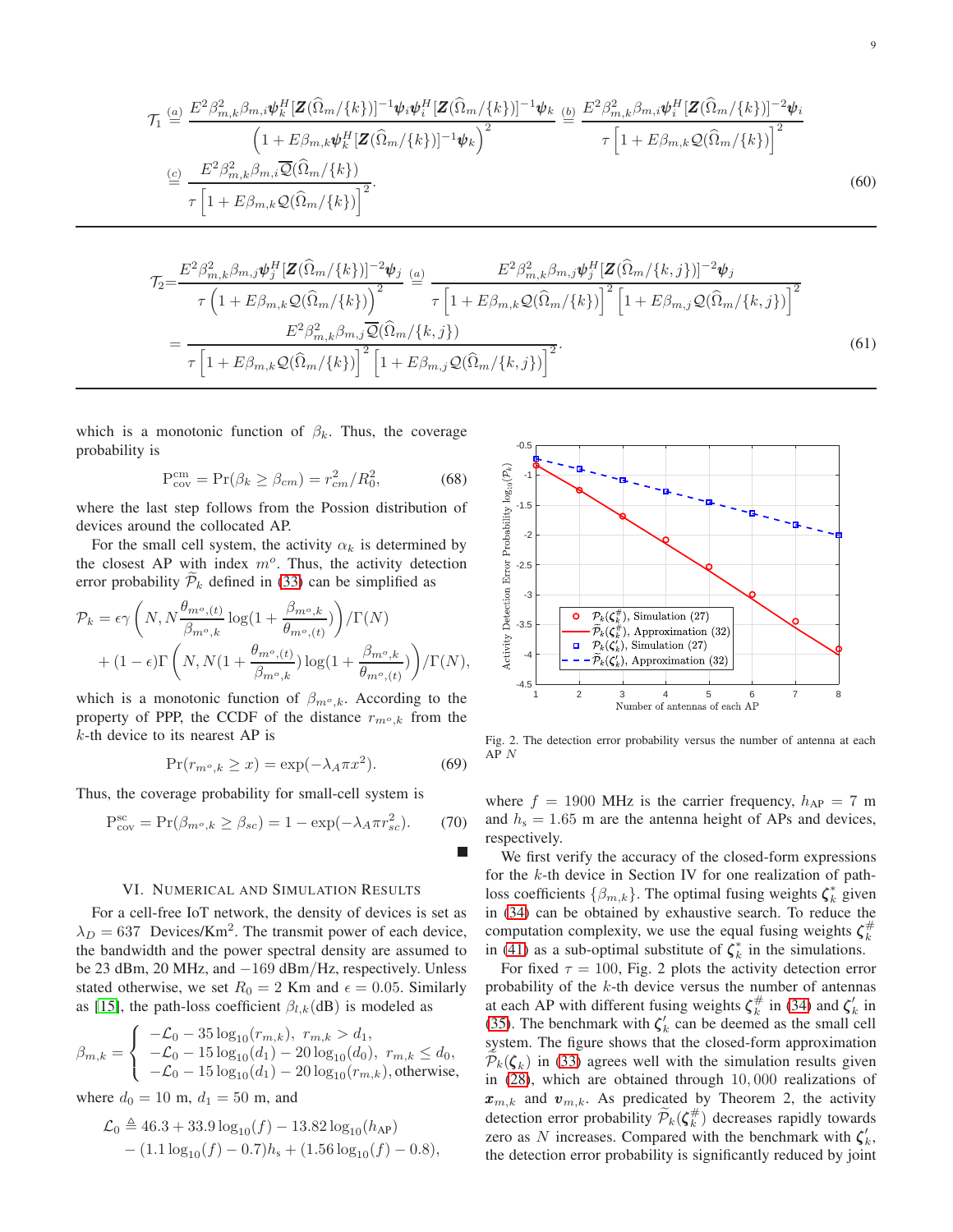$$
\begin{aligned}
\mathcal{T}_1 &\overset{(a)}{=} \frac{E^2\beta_{m,k}^2\beta_{m,i}\boldsymbol{\psi}_k^H[\boldsymbol{Z}(\widehat{\Omega}_m/\{k\})]^{-1}\boldsymbol{\psi}_i\boldsymbol{\psi}_i^H[\boldsymbol{Z}(\widehat{\Omega}_m/\{k\})]^{-1}\boldsymbol{\psi}_k}{\left(1+E\beta_{m,k}\boldsymbol{\psi}_k^H[\boldsymbol{Z}(\widehat{\Omega}_m/\{k\})]^{-1}\boldsymbol{\psi}_k\right)^2} \overset{(b)}{=} \frac{E^2\beta_{m,k}^2\beta_{m,i}\boldsymbol{\psi}_i^H[\boldsymbol{Z}(\widehat{\Omega}_m/\{k\})]^{-2}\boldsymbol{\psi}_i}{\tau\left[1+E\beta_{m,k}\mathcal{Q}(\widehat{\Omega}_m/\{k\})\right]^2} \\
&\overset{(c)}{=} \frac{E^2\beta_{m,k}^2\beta_{m,i}\overline{\mathcal{Q}}(\widehat{\Omega}_m/\{k\})}{\tau\left[1+E\beta_{m,k}\mathcal{Q}(\widehat{\Omega}_m/\{k\})\right]^2}.
\end{aligned}
\tag{60}
$$

$$
\begin{aligned}
\mathcal{T}_2 &= \frac{E^2\beta_{m,k}^2\beta_{m,j}\boldsymbol{\psi}_j^H[\boldsymbol{Z}(\widehat{\Omega}_m/\{k\})]^{-2}\boldsymbol{\psi}_j}{\tau\left(1+E\beta_{m,k}\mathcal{Q}(\widehat{\Omega}_m/\{k\})\right)^2} \overset{(a)}{=} \frac{E^2\beta_{m,k}^2\beta_{m,j}\boldsymbol{\psi}_j^H[\boldsymbol{Z}(\widehat{\Omega}_m/\{k,j\})]^{-2}\boldsymbol{\psi}_j}{\tau\left[1+E\beta_{m,k}\mathcal{Q}(\widehat{\Omega}_m/\{k\})\right]^2\left[1+E\beta_{m,j}\mathcal{Q}(\widehat{\Omega}_m/\{k,j\})\right]^2} \\
&= \frac{E^2\beta_{m,k}^2\beta_{m,j}\overline{\mathcal{Q}}(\widehat{\Omega}_m/\{k,j\})}{\tau\left[1+E\beta_{m,k}\mathcal{Q}(\widehat{\Omega}_m/\{k\})\right]^2\left[1+E\beta_{m,j}\mathcal{Q}(\widehat{\Omega}_m/\{k,j\})\right]^2}.
\end{aligned}
\tag{61}
$$

which is a monotonic function of $\beta_k$. Thus, the coverage probability is

$$
\mathrm{P}_{\text{cov}}^{\text{cm}} = \Pr(\beta_k \ge \beta_{cm}) = r_{cm}^2/R_0^2, \tag{68}
$$

where the last step follows from the Possion distribution of devices around the collocated AP.

For the small cell system, the activity $\alpha_k$ is determined by the closest AP with index $m^o$. Thus, the activity detection error probability $\widetilde{\mathcal{P}}_k$ defined in (33) can be simplified as

$$
\begin{aligned}
\mathcal{P}_k &= \epsilon\gamma\left(N, N\frac{\theta_{m^o,(t)}}{\beta_{m^o,k}}\log(1+\frac{\beta_{m^o,k}}{\theta_{m^o,(t)}})\right)/\Gamma(N) \\
&+ (1-\epsilon)\Gamma\left(N, N(1+\frac{\theta_{m^o,(t)}}{\beta_{m^o,k}})\log(1+\frac{\beta_{m^o,k}}{\theta_{m^o,(t)}})\right)/\Gamma(N),
\end{aligned}
$$

which is a monotonic function of $\beta_{m^o,k}$. According to the property of PPP, the CCDF of the distance $r_{m^o,k}$ from the $k$-th device to its nearest AP is

$$
\Pr(r_{m^o,k} \ge x) = \exp(-\lambda_A\pi x^2). \tag{69}
$$

Thus, the coverage probability for small-cell system is

$$
\mathrm{P}_{\text{cov}}^{\text{sc}} = \Pr(\beta_{m^o,k} \ge \beta_{sc}) = 1-\exp(-\lambda_A\pi r_{sc}^2). \tag{70}
$$

■

## VI. Numerical and Simulation Results

For a cell-free IoT network, the density of devices is set as $\lambda_D = 637$ Devices/Km$^2$. The transmit power of each device, the bandwidth and the power spectral density are assumed to be 23 dBm, 20 MHz, and $-169$ dBm/Hz, respectively. Unless stated otherwise, we set $R_0 = 2$ Km and $\epsilon = 0.05$. Similarly as [15], the path-loss coefficient $\beta_{l,k}$(dB) is modeled as

$$
\beta_{m,k} = \begin{cases} -\mathcal{L}_0 - 35\log_{10}(r_{m,k}), & r_{m,k} > d_1, \\ -\mathcal{L}_0 - 15\log_{10}(d_1) - 20\log_{10}(d_0), & r_{m,k} \le d_0, \\ -\mathcal{L}_0 - 15\log_{10}(d_1) - 20\log_{10}(r_{m,k}), & \text{otherwise}, \end{cases}
$$

where $d_0 = 10$ m, $d_1 = 50$ m, and

$$
\begin{aligned}
\mathcal{L}_0 &\triangleq 46.3 + 33.9\log_{10}(f) - 13.82\log_{10}(h_{\text{AP}}) \\
&- (1.1\log_{10}(f) - 0.7)h_{\text{s}} + (1.56\log_{10}(f) - 0.8),
\end{aligned}
$$

Fig. 2. The detection error probability versus the number of antenna at each AP $N$

where $f = 1900$ MHz is the carrier frequency, $h_{\text{AP}} = 7$ m and $h_{\text{s}} = 1.65$ m are the antenna height of APs and devices, respectively.

We first verify the accuracy of the closed-form expressions for the $k$-th device in Section IV for one realization of path-loss coefficients $\{\beta_{m,k}\}$. The optimal fusing weights $\boldsymbol{\zeta}_k^*$ given in (34) can be obtained by exhaustive search. To reduce the computation complexity, we use the equal fusing weights $\boldsymbol{\zeta}_k^\#$ in (41) as a sub-optimal substitute of $\boldsymbol{\zeta}_k^*$ in the simulations.

For fixed $\tau = 100$, Fig. 2 plots the activity detection error probability of the $k$-th device versus the number of antennas at each AP with different fusing weights $\boldsymbol{\zeta}_k^\#$ in (34) and $\boldsymbol{\zeta}_k'$ in (35). The benchmark with $\boldsymbol{\zeta}_k'$ can be deemed as the small cell system. The figure shows that the closed-form approximation $\widetilde{\mathcal{P}}_k(\boldsymbol{\zeta}_k)$ in (33) agrees well with the simulation results given in (28), which are obtained through $10,000$ realizations of $\boldsymbol{x}_{m,k}$ and $\boldsymbol{v}_{m,k}$. As predicated by Theorem 2, the activity detection error probability $\widetilde{\mathcal{P}}_k(\boldsymbol{\zeta}_k^\#)$ decreases rapidly towards zero as $N$ increases. Compared with the benchmark with $\boldsymbol{\zeta}_k'$, the detection error probability is significantly reduced by joint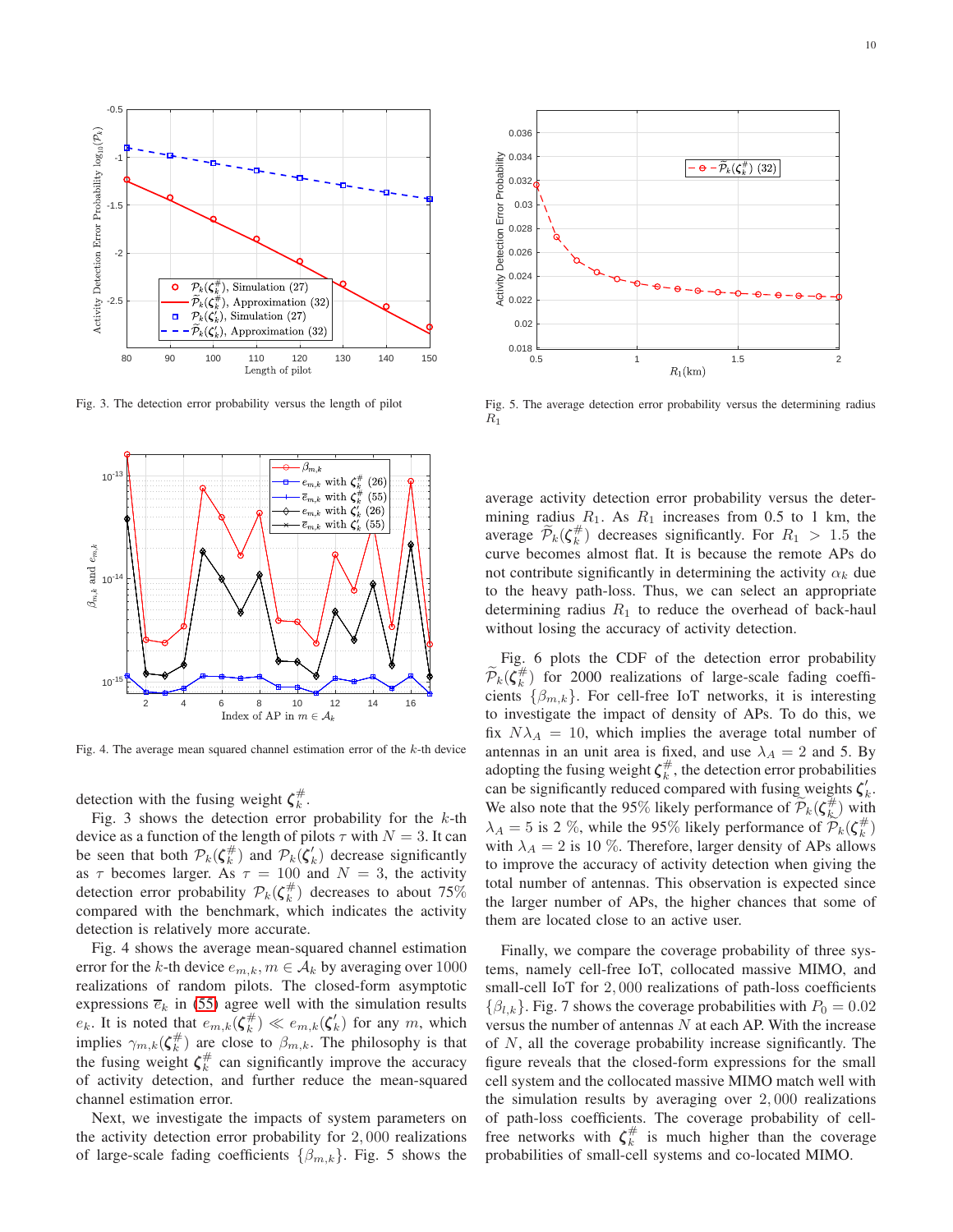Fig. 3. The detection error probability versus the length of pilot

Fig. 5. The average detection error probability versus the determining radius $R_1$

Fig. 4. The average mean squared channel estimation error of the $k$-th device

detection with the fusing weight $\boldsymbol{\zeta}_k^{\#}$.

Fig. 3 shows the detection error probability for the $k$-th device as a function of the length of pilots $\tau$ with $N = 3$. It can be seen that both $\mathcal{P}_k(\boldsymbol{\zeta}_k^{\#})$ and $\mathcal{P}_k(\boldsymbol{\zeta}_k')$ decrease significantly as $\tau$ becomes larger. As $\tau = 100$ and $N = 3$, the activity detection error probability $\mathcal{P}_k(\boldsymbol{\zeta}_k^{\#})$ decreases to about 75% compared with the benchmark, which indicates the activity detection is relatively more accurate.

Fig. 4 shows the average mean-squared channel estimation error for the $k$-th device $e_{m,k}, m \in \mathcal{A}_k$ by averaging over 1000 realizations of random pilots. The closed-form asymptotic expressions $\overline{e}_k$ in (55) agree well with the simulation results $e_k$. It is noted that $e_{m,k}(\boldsymbol{\zeta}_k^{\#}) \ll e_{m,k}(\boldsymbol{\zeta}_k')$ for any $m$, which implies $\gamma_{m,k}(\boldsymbol{\zeta}_k^{\#})$ are close to $\beta_{m,k}$. The philosophy is that the fusing weight $\boldsymbol{\zeta}_k^{\#}$ can significantly improve the accuracy of activity detection, and further reduce the mean-squared channel estimation error.

Next, we investigate the impacts of system parameters on the activity detection error probability for 2,000 realizations of large-scale fading coefficients $\{\beta_{m,k}\}$. Fig. 5 shows the average activity detection error probability versus the determining radius $R_1$. As $R_1$ increases from 0.5 to 1 km, the average $\widetilde{\mathcal{P}}_k(\boldsymbol{\zeta}_k^{\#})$ decreases significantly. For $R_1 > 1.5$ the curve becomes almost flat. It is because the remote APs do not contribute significantly in determining the activity $\alpha_k$ due to the heavy path-loss. Thus, we can select an appropriate determining radius $R_1$ to reduce the overhead of back-haul without losing the accuracy of activity detection.

Fig. 6 plots the CDF of the detection error probability $\widetilde{\mathcal{P}}_k(\boldsymbol{\zeta}_k^{\#})$ for 2000 realizations of large-scale fading coefficients $\{\beta_{m,k}\}$. For cell-free IoT networks, it is interesting to investigate the impact of density of APs. To do this, we fix $N\lambda_A = 10$, which implies the average total number of antennas in an unit area is fixed, and use $\lambda_A = 2$ and 5. By adopting the fusing weight $\boldsymbol{\zeta}_k^{\#}$, the detection error probabilities can be significantly reduced compared with fusing weights $\boldsymbol{\zeta}_k'$. We also note that the 95% likely performance of $\widetilde{\mathcal{P}}_k(\boldsymbol{\zeta}_k^{\#})$ with $\lambda_A = 5$ is 2 %, while the 95% likely performance of $\widetilde{\mathcal{P}}_k(\boldsymbol{\zeta}_k^{\#})$ with $\lambda_A = 2$ is 10 %. Therefore, larger density of APs allows to improve the accuracy of activity detection when giving the total number of antennas. This observation is expected since the larger number of APs, the higher chances that some of them are located close to an active user.

Finally, we compare the coverage probability of three systems, namely cell-free IoT, collocated massive MIMO, and small-cell IoT for 2,000 realizations of path-loss coefficients $\{\beta_{l,k}\}$. Fig. 7 shows the coverage probabilities with $P_0 = 0.02$ versus the number of antennas $N$ at each AP. With the increase of $N$, all the coverage probability increase significantly. The figure reveals that the closed-form expressions for the small cell system and the collocated massive MIMO match well with the simulation results by averaging over 2,000 realizations of path-loss coefficients. The coverage probability of cell-free networks with $\boldsymbol{\zeta}_k^{\#}$ is much higher than the coverage probabilities of small-cell systems and co-located MIMO.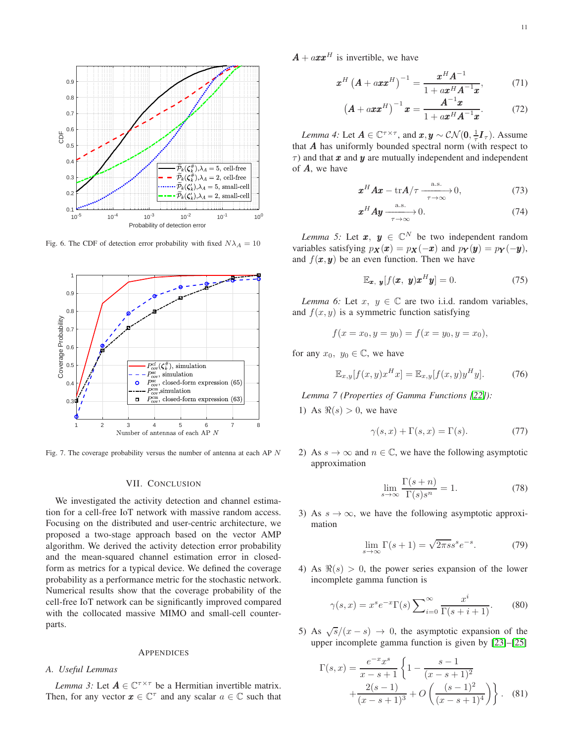Fig. 6. The CDF of detection error probability with fixed $N\lambda_A = 10$

Fig. 7. The coverage probability versus the number of antenna at each AP $N$

## VII. Conclusion

We investigated the activity detection and channel estimation for a cell-free IoT network with massive random access. Focusing on the distributed and user-centric architecture, we proposed a two-stage approach based on the vector AMP algorithm. We derived the activity detection error probability and the mean-squared channel estimation error in closed-form as metrics for a typical device. We defined the coverage probability as a performance metric for the stochastic network. Numerical results show that the coverage probability of the cell-free IoT network can be significantly improved compared with the collocated massive MIMO and small-cell counterparts.

## Appendices

### A. Useful Lemmas

*Lemma 3:* Let $\boldsymbol{A} \in \mathbb{C}^{\tau\times\tau}$ be a Hermitian invertible matrix. Then, for any vector $\boldsymbol{x} \in \mathbb{C}^{\tau}$ and any scalar $a \in \mathbb{C}$ such that $\boldsymbol{A} + a\boldsymbol{x}\boldsymbol{x}^H$ is invertible, we have

$$\boldsymbol{x}^H\left(\boldsymbol{A} + a\boldsymbol{x}\boldsymbol{x}^H\right)^{-1} = \frac{\boldsymbol{x}^H\boldsymbol{A}^{-1}}{1 + a\boldsymbol{x}^H\boldsymbol{A}^{-1}\boldsymbol{x}}, \tag{71}$$

$$\left(\boldsymbol{A} + a\boldsymbol{x}\boldsymbol{x}^H\right)^{-1}\boldsymbol{x} = \frac{\boldsymbol{A}^{-1}\boldsymbol{x}}{1 + a\boldsymbol{x}^H\boldsymbol{A}^{-1}\boldsymbol{x}}. \tag{72}$$

*Lemma 4:* Let $\boldsymbol{A} \in \mathbb{C}^{\tau\times\tau}$, and $\boldsymbol{x}, \boldsymbol{y} \sim \mathcal{CN}(\boldsymbol{0}, \frac{1}{\tau}\boldsymbol{I}_\tau)$. Assume that $\boldsymbol{A}$ has uniformly bounded spectral norm (with respect to $\tau$) and that $\boldsymbol{x}$ and $\boldsymbol{y}$ are mutually independent and independent of $\boldsymbol{A}$, we have

$$\boldsymbol{x}^H\boldsymbol{A}\boldsymbol{x} - \mathrm{tr}\boldsymbol{A}/\tau \xrightarrow[\tau\to\infty]{\text{a.s.}} 0, \tag{73}$$

$$\boldsymbol{x}^H\boldsymbol{A}\boldsymbol{y} \xrightarrow[\tau\to\infty]{\text{a.s.}} 0. \tag{74}$$

*Lemma 5:* Let $\boldsymbol{x},\ \boldsymbol{y} \in \mathbb{C}^N$ be two independent random variables satisfying $p_{\boldsymbol{X}}(\boldsymbol{x}) = p_{\boldsymbol{X}}(-\boldsymbol{x})$ and $p_{\boldsymbol{Y}}(\boldsymbol{y}) = p_{\boldsymbol{Y}}(-\boldsymbol{y})$, and $f(\boldsymbol{x}, \boldsymbol{y})$ be an even function. Then we have

$$\mathbb{E}_{\boldsymbol{x},\ \boldsymbol{y}}[f(\boldsymbol{x},\ \boldsymbol{y})\boldsymbol{x}^H\boldsymbol{y}] = 0. \tag{75}$$

*Lemma 6:* Let $x,\ y \in \mathbb{C}$ are two i.i.d. random variables, and $f(x, y)$ is a symmetric function satisfying

$$f(x = x_0, y = y_0) = f(x = y_0, y = x_0),$$

for any $x_0,\ y_0 \in \mathbb{C}$, we have

$$\mathbb{E}_{x,y}[f(x, y)x^H x] = \mathbb{E}_{x,y}[f(x, y)y^H y]. \tag{76}$$

*Lemma 7 (Properties of Gamma Functions [22]):*

1) As $\Re(s) > 0$, we have

$$\gamma(s, x) + \Gamma(s, x) = \Gamma(s). \tag{77}$$

2) As $s \to \infty$ and $n \in \mathbb{C}$, we have the following asymptotic approximation

$$\lim_{s\to\infty} \frac{\Gamma(s+n)}{\Gamma(s)s^n} = 1. \tag{78}$$

3) As $s \to \infty$, we have the following asymptotic approximation

$$\lim_{s\to\infty} \Gamma(s+1) = \sqrt{2\pi s}s^s e^{-s}. \tag{79}$$

4) As $\Re(s) > 0$, the power series expansion of the lower incomplete gamma function is

$$\gamma(s, x) = x^s e^{-x}\Gamma(s)\sum_{i=0}^{\infty} \frac{x^i}{\Gamma(s+i+1)}. \tag{80}$$

5) As $\sqrt{s}/(x-s) \to 0$, the asymptotic expansion of the upper incomplete gamma function is given by [23]–[25]

$$\Gamma(s, x) = \frac{e^{-x}x^s}{x-s+1}\left\{1 - \frac{s-1}{(x-s+1)^2} + \frac{2(s-1)}{(x-s+1)^3} + O\left(\frac{(s-1)^2}{(x-s+1)^4}\right)\right\}. \tag{81}$$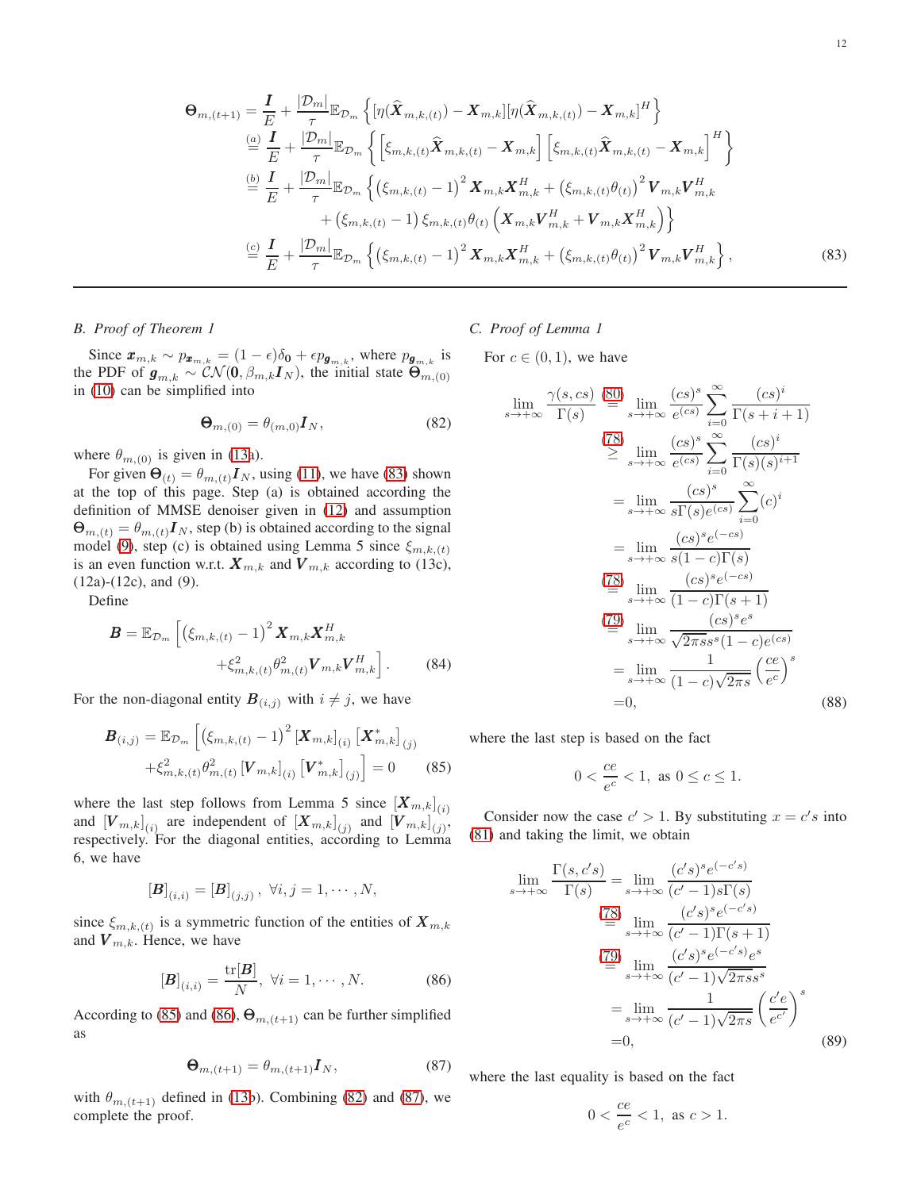$$
\begin{aligned}
\boldsymbol{\Theta}_{m,(t+1)} &= \frac{\boldsymbol{I}}{E} + \frac{|\mathcal{D}_m|}{\tau}\mathbb{E}_{\mathcal{D}_m}\left\{[\eta(\widehat{\boldsymbol{X}}_{m,k,(t)}) - \boldsymbol{X}_{m,k}][\eta(\widehat{\boldsymbol{X}}_{m,k,(t)}) - \boldsymbol{X}_{m,k}]^H\right\} \\
&\overset{(a)}{=} \frac{\boldsymbol{I}}{E} + \frac{|\mathcal{D}_m|}{\tau}\mathbb{E}_{\mathcal{D}_m}\left\{\left[\xi_{m,k,(t)}\widehat{\boldsymbol{X}}_{m,k,(t)} - \boldsymbol{X}_{m,k}\right]\left[\xi_{m,k,(t)}\widehat{\boldsymbol{X}}_{m,k,(t)} - \boldsymbol{X}_{m,k}\right]^H\right\} \\
&\overset{(b)}{=} \frac{\boldsymbol{I}}{E} + \frac{|\mathcal{D}_m|}{\tau}\mathbb{E}_{\mathcal{D}_m}\Big\{\left(\xi_{m,k,(t)} - 1\right)^2 \boldsymbol{X}_{m,k}\boldsymbol{X}_{m,k}^H + \left(\xi_{m,k,(t)}\theta_{(t)}\right)^2 \boldsymbol{V}_{m,k}\boldsymbol{V}_{m,k}^H \\
&\qquad + \left(\xi_{m,k,(t)} - 1\right)\xi_{m,k,(t)}\theta_{(t)}\left(\boldsymbol{X}_{m,k}\boldsymbol{V}_{m,k}^H + \boldsymbol{V}_{m,k}\boldsymbol{X}_{m,k}^H\right)\Big\} \\
&\overset{(c)}{=} \frac{\boldsymbol{I}}{E} + \frac{|\mathcal{D}_m|}{\tau}\mathbb{E}_{\mathcal{D}_m}\left\{\left(\xi_{m,k,(t)} - 1\right)^2 \boldsymbol{X}_{m,k}\boldsymbol{X}_{m,k}^H + \left(\xi_{m,k,(t)}\theta_{(t)}\right)^2 \boldsymbol{V}_{m,k}\boldsymbol{V}_{m,k}^H\right\},
\end{aligned} \tag{83}
$$

### B. Proof of Theorem 1

Since $\boldsymbol{x}_{m,k} \sim p_{\boldsymbol{x}_{m,k}} = (1-\epsilon)\delta_{\boldsymbol{0}} + \epsilon p_{\boldsymbol{g}_{m,k}}$, where $p_{\boldsymbol{g}_{m,k}}$ is the PDF of $\boldsymbol{g}_{m,k} \sim \mathcal{CN}(\boldsymbol{0}, \beta_{m,k}\boldsymbol{I}_N)$, the initial state $\boldsymbol{\Theta}_{m,(0)}$ in (10) can be simplified into

$$
\boldsymbol{\Theta}_{m,(0)} = \theta_{(m,0)}\boldsymbol{I}_N, \tag{82}
$$

where $\theta_{m,(0)}$ is given in (13a).

For given $\boldsymbol{\Theta}_{(t)} = \theta_{m,(t)}\boldsymbol{I}_N$, using (11), we have (83) shown at the top of this page. Step (a) is obtained according the definition of MMSE denoiser given in (12) and assumption $\boldsymbol{\Theta}_{m,(t)} = \theta_{m,(t)}\boldsymbol{I}_N$, step (b) is obtained according to the signal model (9), step (c) is obtained using Lemma 5 since $\xi_{m,k,(t)}$ is an even function w.r.t. $\boldsymbol{X}_{m,k}$ and $\boldsymbol{V}_{m,k}$ according to (13c), (12a)-(12c), and (9).

Define

$$
\boldsymbol{B} = \mathbb{E}_{\mathcal{D}_m}\Big[\left(\xi_{m,k,(t)} - 1\right)^2 \boldsymbol{X}_{m,k}\boldsymbol{X}_{m,k}^H + \xi_{m,k,(t)}^2\theta_{m,(t)}^2\boldsymbol{V}_{m,k}\boldsymbol{V}_{m,k}^H\Big]. \tag{84}
$$

For the non-diagonal entity $\boldsymbol{B}_{(i,j)}$ with $i \neq j$, we have

$$
\boldsymbol{B}_{(i,j)} = \mathbb{E}_{\mathcal{D}_m}\Big[\left(\xi_{m,k,(t)} - 1\right)^2 [\boldsymbol{X}_{m,k}]_{(i)}\left[\boldsymbol{X}_{m,k}^*\right]_{(j)} + \xi_{m,k,(t)}^2\theta_{m,(t)}^2 [\boldsymbol{V}_{m,k}]_{(i)}\left[\boldsymbol{V}_{m,k}^*\right]_{(j)}\Big] = 0 \tag{85}
$$

where the last step follows from Lemma 5 since $[\boldsymbol{X}_{m,k}]_{(i)}$ and $[\boldsymbol{V}_{m,k}]_{(i)}$ are independent of $[\boldsymbol{X}_{m,k}]_{(j)}$ and $[\boldsymbol{V}_{m,k}]_{(j)}$, respectively. For the diagonal entities, according to Lemma 6, we have

$$
[\boldsymbol{B}]_{(i,i)} = [\boldsymbol{B}]_{(j,j)}, \ \forall i,j = 1,\cdots,N,
$$

since $\xi_{m,k,(t)}$ is a symmetric function of the entities of $\boldsymbol{X}_{m,k}$ and $\boldsymbol{V}_{m,k}$. Hence, we have

$$
[\boldsymbol{B}]_{(i,i)} = \frac{\mathrm{tr}[\boldsymbol{B}]}{N}, \ \forall i = 1,\cdots,N. \tag{86}
$$

According to (85) and (86), $\boldsymbol{\Theta}_{m,(t+1)}$ can be further simplified as

$$
\boldsymbol{\Theta}_{m,(t+1)} = \theta_{m,(t+1)}\boldsymbol{I}_N, \tag{87}
$$

with $\theta_{m,(t+1)}$ defined in (13b). Combining (82) and (87), we complete the proof.

### C. Proof of Lemma 1

For $c \in (0,1)$, we have

$$
\begin{aligned}
\lim_{s\to+\infty}\frac{\gamma(s,cs)}{\Gamma(s)} &\overset{(80)}{=} \lim_{s\to+\infty}\frac{(cs)^s}{e^{(cs)}}\sum_{i=0}^{\infty}\frac{(cs)^i}{\Gamma(s+i+1)} \\
&\overset{(78)}{\geq} \lim_{s\to+\infty}\frac{(cs)^s}{e^{(cs)}}\sum_{i=0}^{\infty}\frac{(cs)^i}{\Gamma(s)(s)^{i+1}} \\
&= \lim_{s\to+\infty}\frac{(cs)^s}{s\Gamma(s)e^{(cs)}}\sum_{i=0}^{\infty}(c)^i \\
&= \lim_{s\to+\infty}\frac{(cs)^s e^{(-cs)}}{s(1-c)\Gamma(s)} \\
&\overset{(78)}{=} \lim_{s\to+\infty}\frac{(cs)^s e^{(-cs)}}{(1-c)\Gamma(s+1)} \\
&\overset{(79)}{=} \lim_{s\to+\infty}\frac{(cs)^s e^s}{\sqrt{2\pi s}s^s(1-c)e^{(cs)}} \\
&= \lim_{s\to+\infty}\frac{1}{(1-c)\sqrt{2\pi s}}\left(\frac{ce}{e^c}\right)^s \\
&= 0,
\end{aligned} \tag{88}
$$

where the last step is based on the fact

$$
0 < \frac{ce}{e^c} < 1, \ \text{as} \ 0 \leq c \leq 1.
$$

Consider now the case $c' > 1$. By substituting $x = c's$ into (81) and taking the limit, we obtain

$$
\begin{aligned}
\lim_{s\to+\infty}\frac{\Gamma(s,c's)}{\Gamma(s)} &= \lim_{s\to+\infty}\frac{(c's)^s e^{(-c's)}}{(c'-1)s\Gamma(s)} \\
&\overset{(78)}{=} \lim_{s\to+\infty}\frac{(c's)^s e^{(-c's)}}{(c'-1)\Gamma(s+1)} \\
&\overset{(79)}{=} \lim_{s\to+\infty}\frac{(c's)^s e^{(-c's)}e^s}{(c'-1)\sqrt{2\pi s}s^s} \\
&= \lim_{s\to+\infty}\frac{1}{(c'-1)\sqrt{2\pi s}}\left(\frac{c'e}{e^{c'}}\right)^s \\
&= 0,
\end{aligned} \tag{89}
$$

where the last equality is based on the fact

$$
0 < \frac{ce}{e^c} < 1, \ \text{as} \ c > 1.
$$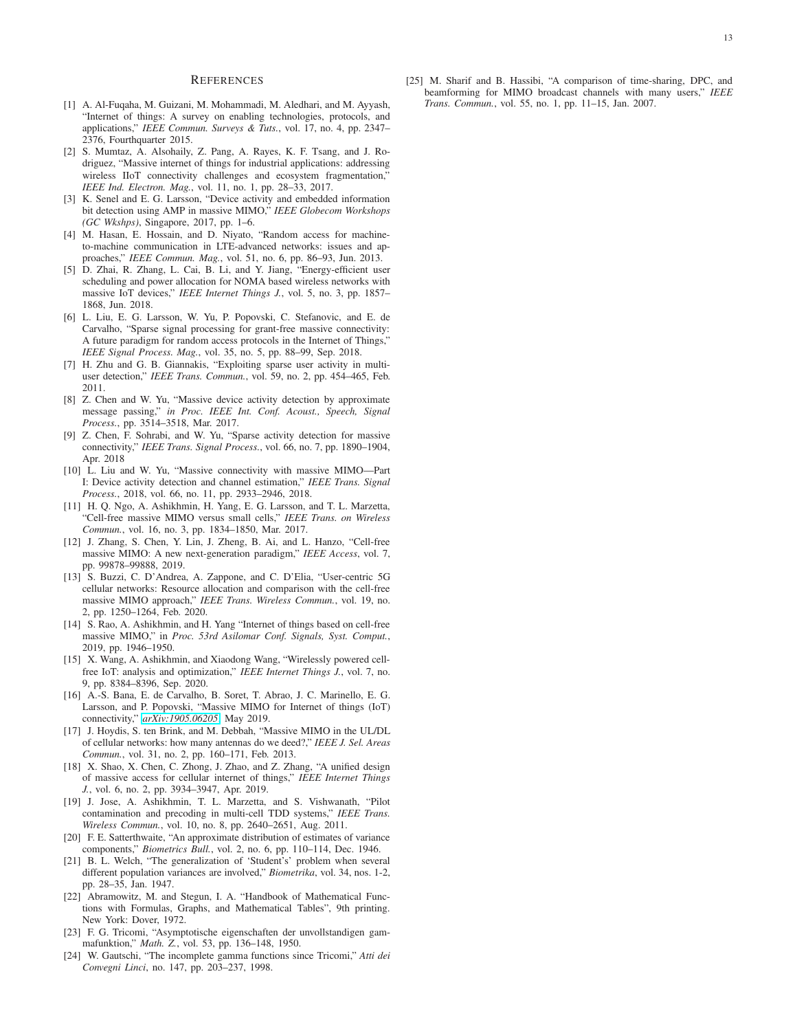# References

[1] A. Al-Fuqaha, M. Guizani, M. Mohammadi, M. Aledhari, and M. Ayyash, "Internet of things: A survey on enabling technologies, protocols, and applications," *IEEE Commun. Surveys & Tuts.*, vol. 17, no. 4, pp. 2347–2376, Fourthquarter 2015.

[2] S. Mumtaz, A. Alsohaily, Z. Pang, A. Rayes, K. F. Tsang, and J. Rodriguez, "Massive internet of things for industrial applications: addressing wireless IIoT connectivity challenges and ecosystem fragmentation," *IEEE Ind. Electron. Mag.*, vol. 11, no. 1, pp. 28–33, 2017.

[3] K. Senel and E. G. Larsson, "Device activity and embedded information bit detection using AMP in massive MIMO," *IEEE Globecom Workshops (GC Wkshps)*, Singapore, 2017, pp. 1–6.

[4] M. Hasan, E. Hossain, and D. Niyato, "Random access for machine-to-machine communication in LTE-advanced networks: issues and approaches," *IEEE Commun. Mag.*, vol. 51, no. 6, pp. 86–93, Jun. 2013.

[5] D. Zhai, R. Zhang, L. Cai, B. Li, and Y. Jiang, "Energy-efficient user scheduling and power allocation for NOMA based wireless networks with massive IoT devices," *IEEE Internet Things J.*, vol. 5, no. 3, pp. 1857–1868, Jun. 2018.

[6] L. Liu, E. G. Larsson, W. Yu, P. Popovski, C. Stefanovic, and E. de Carvalho, "Sparse signal processing for grant-free massive connectivity: A future paradigm for random access protocols in the Internet of Things," *IEEE Signal Process. Mag.*, vol. 35, no. 5, pp. 88–99, Sep. 2018.

[7] H. Zhu and G. B. Giannakis, "Exploiting sparse user activity in multiuser detection," *IEEE Trans. Commun.*, vol. 59, no. 2, pp. 454–465, Feb. 2011.

[8] Z. Chen and W. Yu, "Massive device activity detection by approximate message passing," *in Proc. IEEE Int. Conf. Acoust., Speech, Signal Process.*, pp. 3514–3518, Mar. 2017.

[9] Z. Chen, F. Sohrabi, and W. Yu, "Sparse activity detection for massive connectivity," *IEEE Trans. Signal Process.*, vol. 66, no. 7, pp. 1890–1904, Apr. 2018

[10] L. Liu and W. Yu, "Massive connectivity with massive MIMO—Part I: Device activity detection and channel estimation," *IEEE Trans. Signal Process.*, 2018, vol. 66, no. 11, pp. 2933–2946, 2018.

[11] H. Q. Ngo, A. Ashikhmin, H. Yang, E. G. Larsson, and T. L. Marzetta, "Cell-free massive MIMO versus small cells," *IEEE Trans. on Wireless Commun.*, vol. 16, no. 3, pp. 1834–1850, Mar. 2017.

[12] J. Zhang, S. Chen, Y. Lin, J. Zheng, B. Ai, and L. Hanzo, "Cell-free massive MIMO: A new next-generation paradigm," *IEEE Access*, vol. 7, pp. 99878–99888, 2019.

[13] S. Buzzi, C. D'Andrea, A. Zappone, and C. D'Elia, "User-centric 5G cellular networks: Resource allocation and comparison with the cell-free massive MIMO approach," *IEEE Trans. Wireless Commun.*, vol. 19, no. 2, pp. 1250–1264, Feb. 2020.

[14] S. Rao, A. Ashikhmin, and H. Yang "Internet of things based on cell-free massive MIMO," in *Proc. 53rd Asilomar Conf. Signals, Syst. Comput.*, 2019, pp. 1946–1950.

[15] X. Wang, A. Ashikhmin, and Xiaodong Wang, "Wirelessly powered cell-free IoT: analysis and optimization," *IEEE Internet Things J.*, vol. 7, no. 9, pp. 8384–8396, Sep. 2020.

[16] A.-S. Bana, E. de Carvalho, B. Soret, T. Abrao, J. C. Marinello, E. G. Larsson, and P. Popovski, "Massive MIMO for Internet of things (IoT) connectivity," *arXiv:1905.06205*, May 2019.

[17] J. Hoydis, S. ten Brink, and M. Debbah, "Massive MIMO in the UL/DL of cellular networks: how many antennas do we deed?," *IEEE J. Sel. Areas Commun.*, vol. 31, no. 2, pp. 160–171, Feb. 2013.

[18] X. Shao, X. Chen, C. Zhong, J. Zhao, and Z. Zhang, "A unified design of massive access for cellular internet of things," *IEEE Internet Things J.*, vol. 6, no. 2, pp. 3934–3947, Apr. 2019.

[19] J. Jose, A. Ashikhmin, T. L. Marzetta, and S. Vishwanath, "Pilot contamination and precoding in multi-cell TDD systems," *IEEE Trans. Wireless Commun.*, vol. 10, no. 8, pp. 2640–2651, Aug. 2011.

[20] F. E. Satterthwaite, "An approximate distribution of estimates of variance components," *Biometrics Bull.*, vol. 2, no. 6, pp. 110–114, Dec. 1946.

[21] B. L. Welch, "The generalization of 'Student's' problem when several different population variances are involved," *Biometrika*, vol. 34, nos. 1-2, pp. 28–35, Jan. 1947.

[22] Abramowitz, M. and Stegun, I. A. "Handbook of Mathematical Functions with Formulas, Graphs, and Mathematical Tables", 9th printing. New York: Dover, 1972.

[23] F. G. Tricomi, "Asymptotische eigenschaften der unvollstandigen gammafunktion," *Math. Z.*, vol. 53, pp. 136–148, 1950.

[24] W. Gautschi, "The incomplete gamma functions since Tricomi," *Atti dei Convegni Linci*, no. 147, pp. 203–237, 1998.

[25] M. Sharif and B. Hassibi, "A comparison of time-sharing, DPC, and beamforming for MIMO broadcast channels with many users," *IEEE Trans. Commun.*, vol. 55, no. 1, pp. 11–15, Jan. 2007.